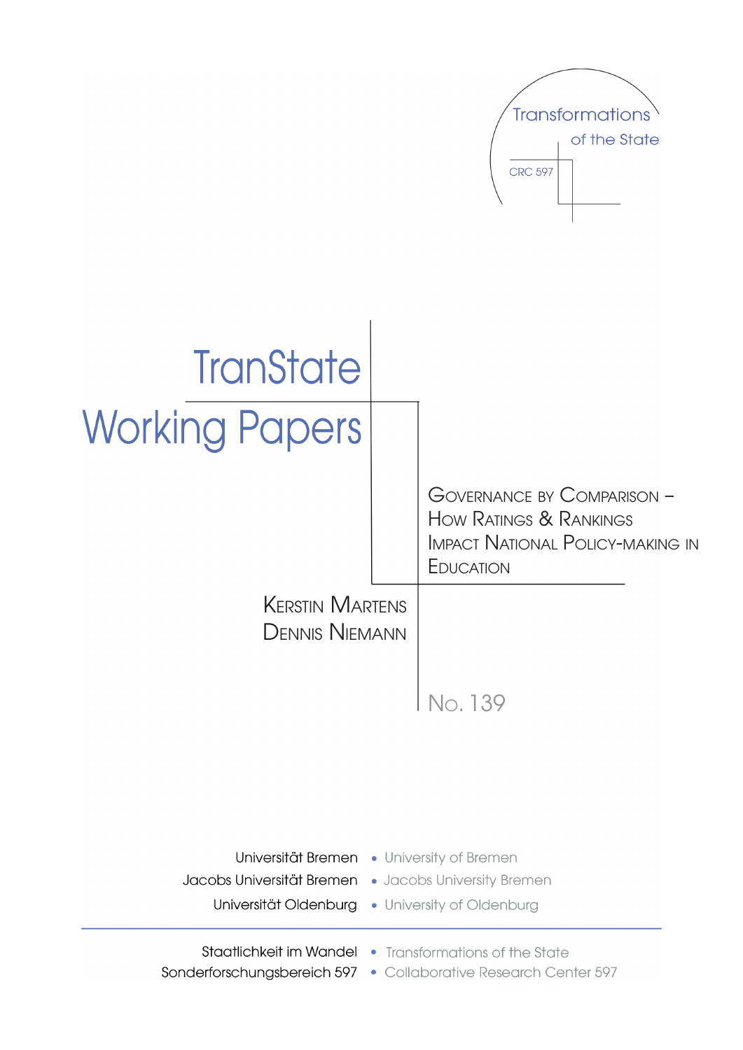Transformations of the State

CRC 597

# TranState Working Papers

## Governance by Comparison – How Ratings & Rankings Impact National Policy-making in Education

Kerstin Martens
Dennis Niemann

No. 139

Universität Bremen • University of Bremen
Jacobs Universität Bremen • Jacobs University Bremen
Universität Oldenburg • University of Oldenburg

Staatlichkeit im Wandel • Transformations of the State
Sonderforschungsbereich 597 • Collaborative Research Center 597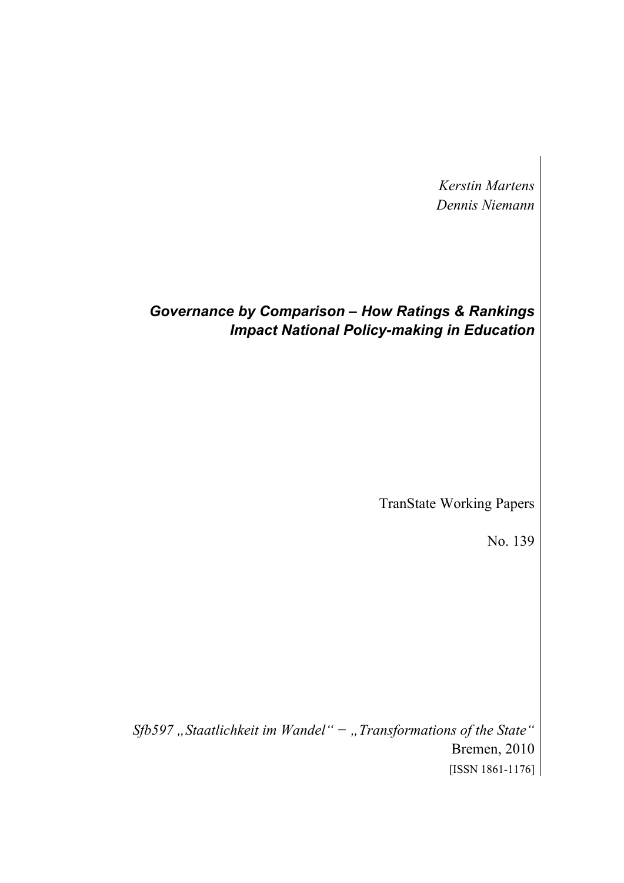*Kerstin Martens*
*Dennis Niemann*

***Governance by Comparison – How Ratings & Rankings Impact National Policy-making in Education***

TranState Working Papers

No. 139

*Sfb597 „Staatlichkeit im Wandel" − „Transformations of the State"*
Bremen, 2010
[ISSN 1861-1176]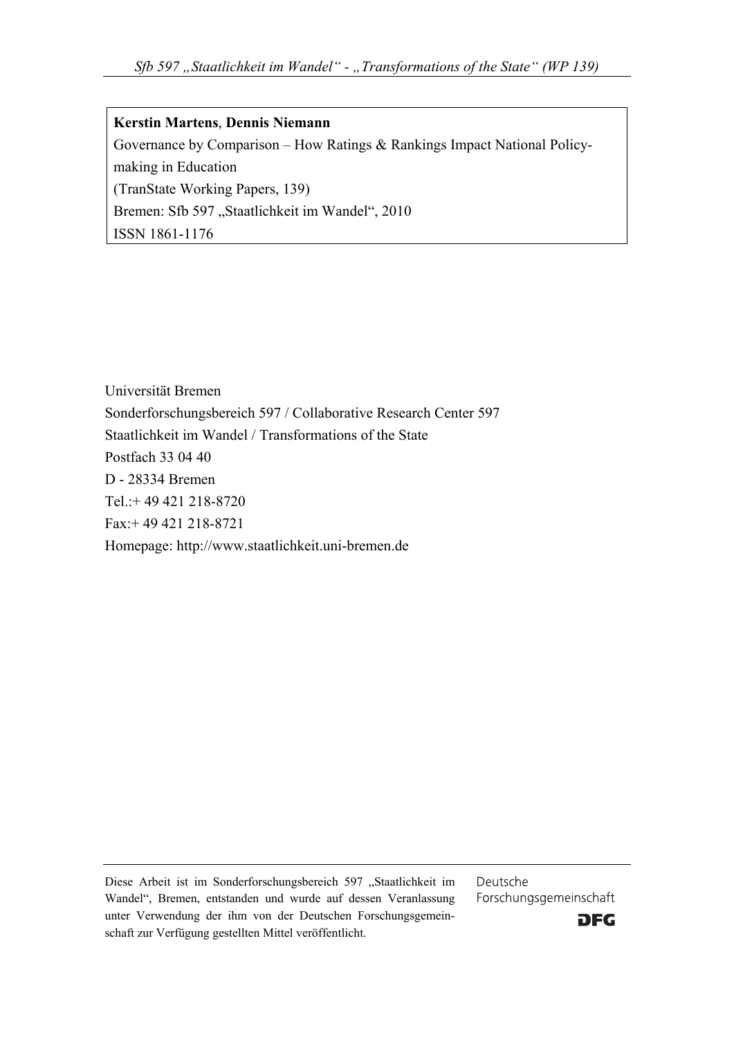**Kerstin Martens**, **Dennis Niemann**

Governance by Comparison – How Ratings & Rankings Impact National Policy-making in Education

(TranState Working Papers, 139)

Bremen: Sfb 597 „Staatlichkeit im Wandel", 2010

ISSN 1861-1176

Universität Bremen

Sonderforschungsbereich 597 / Collaborative Research Center 597

Staatlichkeit im Wandel / Transformations of the State

Postfach 33 04 40

D - 28334 Bremen

Tel.:+ 49 421 218-8720

Fax:+ 49 421 218-8721

Homepage: http://www.staatlichkeit.uni-bremen.de

Diese Arbeit ist im Sonderforschungsbereich 597 „Staatlichkeit im Wandel", Bremen, entstanden und wurde auf dessen Veranlassung unter Verwendung der ihm von der Deutschen Forschungsgemeinschaft zur Verfügung gestellten Mittel veröffentlicht.

Deutsche Forschungsgemeinschaft

DFG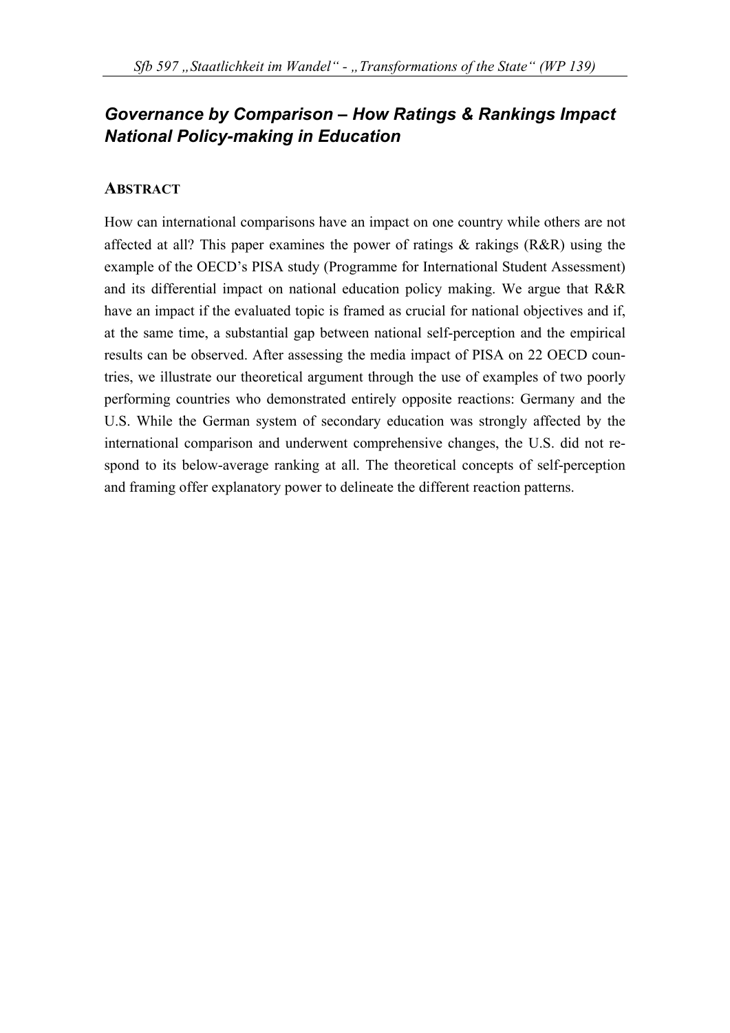## *Governance by Comparison – How Ratings & Rankings Impact National Policy-making in Education*

### ABSTRACT

How can international comparisons have an impact on one country while others are not affected at all? This paper examines the power of ratings & rakings (R&R) using the example of the OECD's PISA study (Programme for International Student Assessment) and its differential impact on national education policy making. We argue that R&R have an impact if the evaluated topic is framed as crucial for national objectives and if, at the same time, a substantial gap between national self-perception and the empirical results can be observed. After assessing the media impact of PISA on 22 OECD countries, we illustrate our theoretical argument through the use of examples of two poorly performing countries who demonstrated entirely opposite reactions: Germany and the U.S. While the German system of secondary education was strongly affected by the international comparison and underwent comprehensive changes, the U.S. did not respond to its below-average ranking at all. The theoretical concepts of self-perception and framing offer explanatory power to delineate the different reaction patterns.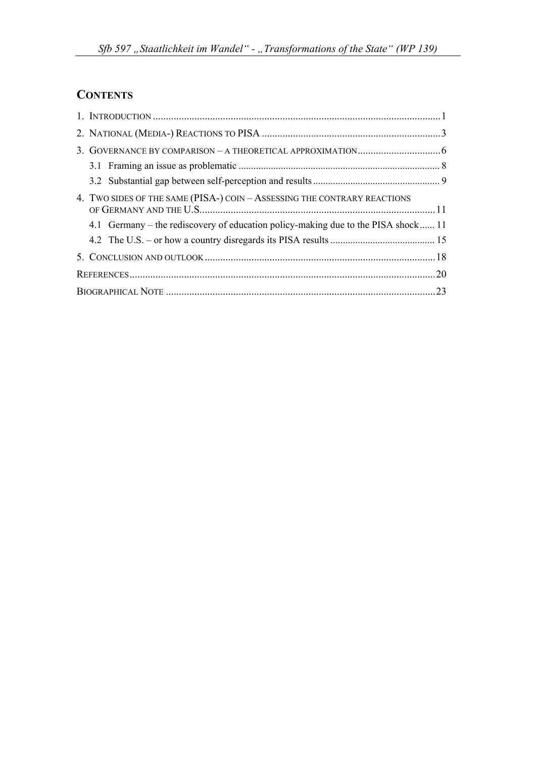## CONTENTS

1. INTRODUCTION ........................................................................................................ 1
2. NATIONAL (MEDIA-) REACTIONS TO PISA ........................................................................ 3
3. GOVERNANCE BY COMPARISON – A THEORETICAL APPROXIMATION ..................................... 6
   - 3.1 Framing an issue as problematic ........................................................................ 8
   - 3.2 Substantial gap between self-perception and results ............................................ 9
4. TWO SIDES OF THE SAME (PISA-) COIN – ASSESSING THE CONTRARY REACTIONS OF GERMANY AND THE U.S. ........................................................................................ 11
   - 4.1 Germany – the rediscovery of education policy-making due to the PISA shock ...... 11
   - 4.2 The U.S. – or how a country disregards its PISA results ........................................ 15
5. CONCLUSION AND OUTLOOK ...................................................................................... 18

REFERENCES ................................................................................................................. 20

BIOGRAPHICAL NOTE ..................................................................................................... 23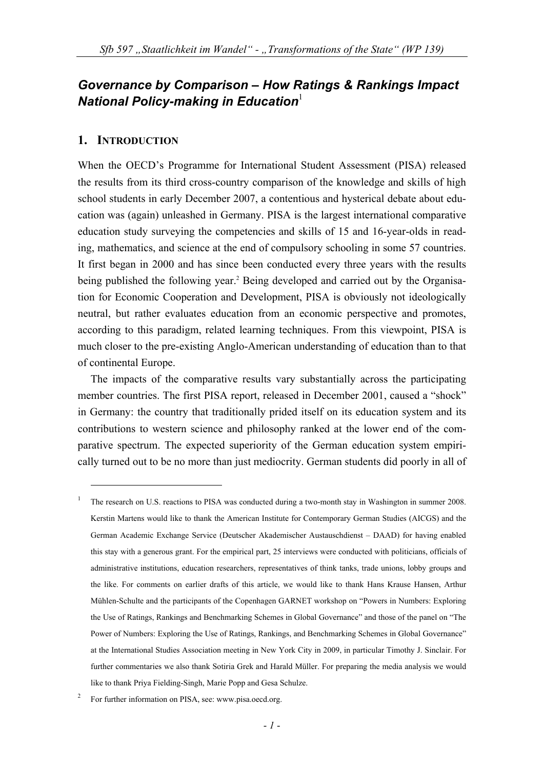## Governance by Comparison – How Ratings & Rankings Impact National Policy-making in Education[1]

## 1. Introduction

When the OECD's Programme for International Student Assessment (PISA) released the results from its third cross-country comparison of the knowledge and skills of high school students in early December 2007, a contentious and hysterical debate about education was (again) unleashed in Germany. PISA is the largest international comparative education study surveying the competencies and skills of 15 and 16-year-olds in reading, mathematics, and science at the end of compulsory schooling in some 57 countries. It first began in 2000 and has since been conducted every three years with the results being published the following year.[2] Being developed and carried out by the Organisation for Economic Cooperation and Development, PISA is obviously not ideologically neutral, but rather evaluates education from an economic perspective and promotes, according to this paradigm, related learning techniques. From this viewpoint, PISA is much closer to the pre-existing Anglo-American understanding of education than to that of continental Europe.

The impacts of the comparative results vary substantially across the participating member countries. The first PISA report, released in December 2001, caused a "shock" in Germany: the country that traditionally prided itself on its education system and its contributions to western science and philosophy ranked at the lower end of the comparative spectrum. The expected superiority of the German education system empirically turned out to be no more than just mediocrity. German students did poorly in all of

---

[1] The research on U.S. reactions to PISA was conducted during a two-month stay in Washington in summer 2008. Kerstin Martens would like to thank the American Institute for Contemporary German Studies (AICGS) and the German Academic Exchange Service (Deutscher Akademischer Austauschdienst – DAAD) for having enabled this stay with a generous grant. For the empirical part, 25 interviews were conducted with politicians, officials of administrative institutions, education researchers, representatives of think tanks, trade unions, lobby groups and the like. For comments on earlier drafts of this article, we would like to thank Hans Krause Hansen, Arthur Mühlen-Schulte and the participants of the Copenhagen GARNET workshop on "Powers in Numbers: Exploring the Use of Ratings, Rankings and Benchmarking Schemes in Global Governance" and those of the panel on "The Power of Numbers: Exploring the Use of Ratings, Rankings, and Benchmarking Schemes in Global Governance" at the International Studies Association meeting in New York City in 2009, in particular Timothy J. Sinclair. For further commentaries we also thank Sotiria Grek and Harald Müller. For preparing the media analysis we would like to thank Priya Fielding-Singh, Marie Popp and Gesa Schulze.

[2] For further information on PISA, see: www.pisa.oecd.org.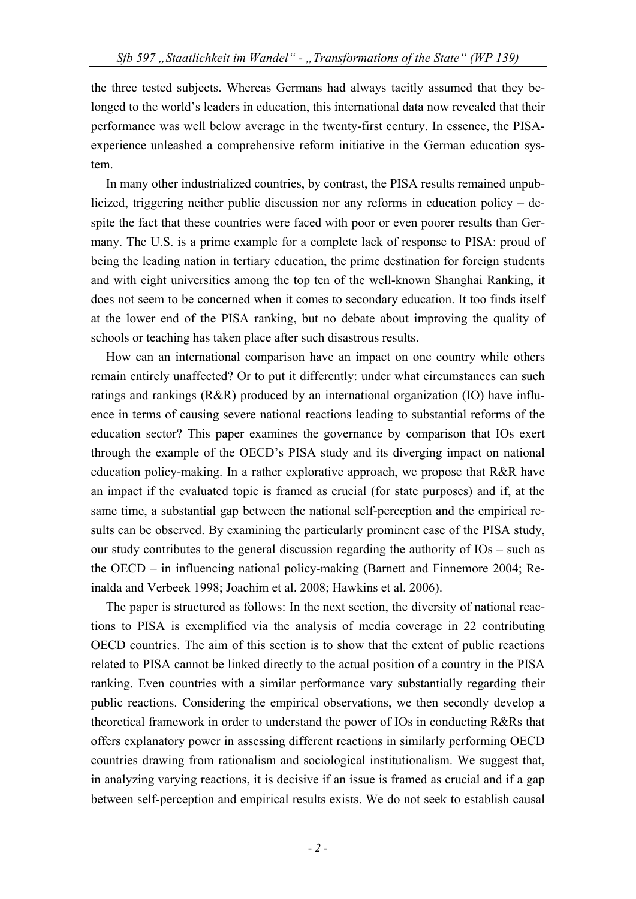the three tested subjects. Whereas Germans had always tacitly assumed that they belonged to the world's leaders in education, this international data now revealed that their performance was well below average in the twenty-first century. In essence, the PISA-experience unleashed a comprehensive reform initiative in the German education system.

In many other industrialized countries, by contrast, the PISA results remained unpublicized, triggering neither public discussion nor any reforms in education policy – despite the fact that these countries were faced with poor or even poorer results than Germany. The U.S. is a prime example for a complete lack of response to PISA: proud of being the leading nation in tertiary education, the prime destination for foreign students and with eight universities among the top ten of the well-known Shanghai Ranking, it does not seem to be concerned when it comes to secondary education. It too finds itself at the lower end of the PISA ranking, but no debate about improving the quality of schools or teaching has taken place after such disastrous results.

How can an international comparison have an impact on one country while others remain entirely unaffected? Or to put it differently: under what circumstances can such ratings and rankings (R&R) produced by an international organization (IO) have influence in terms of causing severe national reactions leading to substantial reforms of the education sector? This paper examines the governance by comparison that IOs exert through the example of the OECD's PISA study and its diverging impact on national education policy-making. In a rather explorative approach, we propose that R&R have an impact if the evaluated topic is framed as crucial (for state purposes) and if, at the same time, a substantial gap between the national self-perception and the empirical results can be observed. By examining the particularly prominent case of the PISA study, our study contributes to the general discussion regarding the authority of IOs – such as the OECD – in influencing national policy-making (Barnett and Finnemore 2004; Reinalda and Verbeek 1998; Joachim et al. 2008; Hawkins et al. 2006).

The paper is structured as follows: In the next section, the diversity of national reactions to PISA is exemplified via the analysis of media coverage in 22 contributing OECD countries. The aim of this section is to show that the extent of public reactions related to PISA cannot be linked directly to the actual position of a country in the PISA ranking. Even countries with a similar performance vary substantially regarding their public reactions. Considering the empirical observations, we then secondly develop a theoretical framework in order to understand the power of IOs in conducting R&Rs that offers explanatory power in assessing different reactions in similarly performing OECD countries drawing from rationalism and sociological institutionalism. We suggest that, in analyzing varying reactions, it is decisive if an issue is framed as crucial and if a gap between self-perception and empirical results exists. We do not seek to establish causal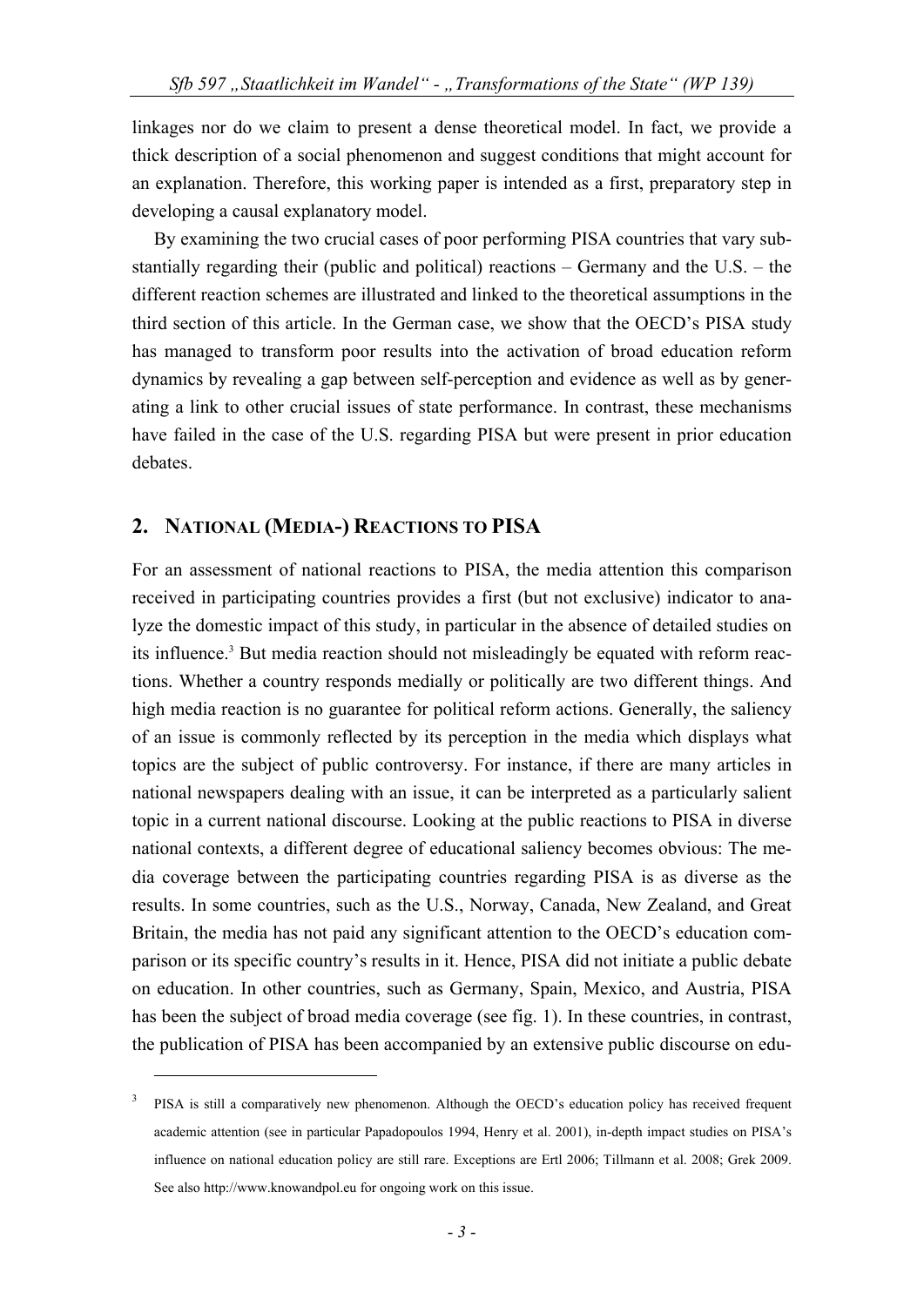linkages nor do we claim to present a dense theoretical model. In fact, we provide a thick description of a social phenomenon and suggest conditions that might account for an explanation. Therefore, this working paper is intended as a first, preparatory step in developing a causal explanatory model.

By examining the two crucial cases of poor performing PISA countries that vary substantially regarding their (public and political) reactions – Germany and the U.S. – the different reaction schemes are illustrated and linked to the theoretical assumptions in the third section of this article. In the German case, we show that the OECD's PISA study has managed to transform poor results into the activation of broad education reform dynamics by revealing a gap between self-perception and evidence as well as by generating a link to other crucial issues of state performance. In contrast, these mechanisms have failed in the case of the U.S. regarding PISA but were present in prior education debates.

## 2. National (Media-) Reactions to PISA

For an assessment of national reactions to PISA, the media attention this comparison received in participating countries provides a first (but not exclusive) indicator to analyze the domestic impact of this study, in particular in the absence of detailed studies on its influence.[3] But media reaction should not misleadingly be equated with reform reactions. Whether a country responds medially or politically are two different things. And high media reaction is no guarantee for political reform actions. Generally, the saliency of an issue is commonly reflected by its perception in the media which displays what topics are the subject of public controversy. For instance, if there are many articles in national newspapers dealing with an issue, it can be interpreted as a particularly salient topic in a current national discourse. Looking at the public reactions to PISA in diverse national contexts, a different degree of educational saliency becomes obvious: The media coverage between the participating countries regarding PISA is as diverse as the results. In some countries, such as the U.S., Norway, Canada, New Zealand, and Great Britain, the media has not paid any significant attention to the OECD's education comparison or its specific country's results in it. Hence, PISA did not initiate a public debate on education. In other countries, such as Germany, Spain, Mexico, and Austria, PISA has been the subject of broad media coverage (see fig. 1). In these countries, in contrast, the publication of PISA has been accompanied by an extensive public discourse on edu-

[3] PISA is still a comparatively new phenomenon. Although the OECD's education policy has received frequent academic attention (see in particular Papadopoulos 1994, Henry et al. 2001), in-depth impact studies on PISA's influence on national education policy are still rare. Exceptions are Ertl 2006; Tillmann et al. 2008; Grek 2009. See also http://www.knowandpol.eu for ongoing work on this issue.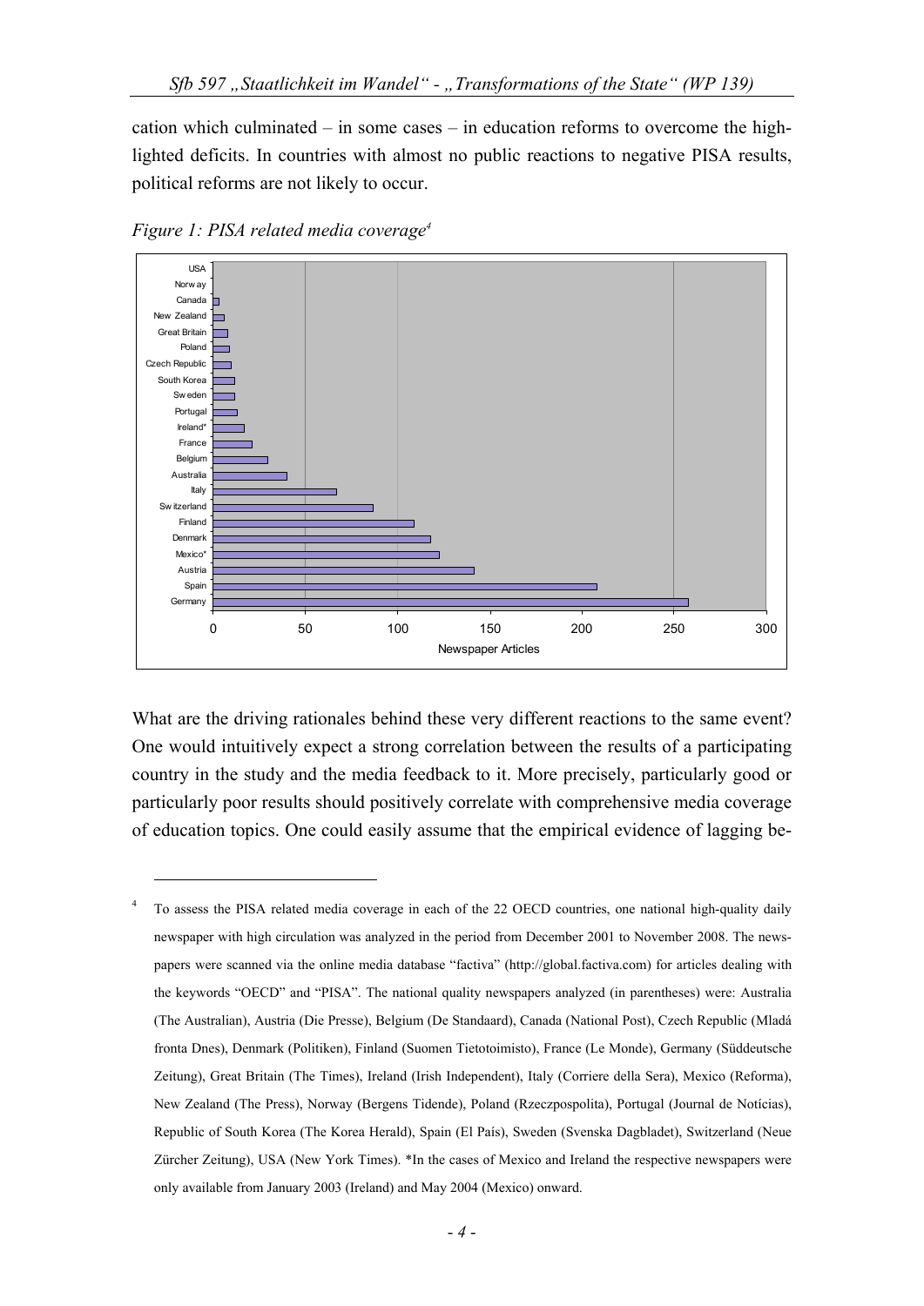cation which culminated – in some cases – in education reforms to overcome the highlighted deficits. In countries with almost no public reactions to negative PISA results, political reforms are not likely to occur.

*Figure 1: PISA related media coverage*[4]

USA
Norway
Canada
New Zealand
Great Britain
Poland
Czech Republic
South Korea
Sweden
Portugal
Ireland*
France
Belgium
Australia
Italy
Switzerland
Finland
Denmark
Mexico*
Austria
Spain
Germany

0 50 100 150 200 250 300

Newspaper Articles

What are the driving rationales behind these very different reactions to the same event? One would intuitively expect a strong correlation between the results of a participating country in the study and the media feedback to it. More precisely, particularly good or particularly poor results should positively correlate with comprehensive media coverage of education topics. One could easily assume that the empirical evidence of lagging be-

---

[4] To assess the PISA related media coverage in each of the 22 OECD countries, one national high-quality daily newspaper with high circulation was analyzed in the period from December 2001 to November 2008. The newspapers were scanned via the online media database "factiva" (http://global.factiva.com) for articles dealing with the keywords "OECD" and "PISA". The national quality newspapers analyzed (in parentheses) were: Australia (The Australian), Austria (Die Presse), Belgium (De Standaard), Canada (National Post), Czech Republic (Mladá fronta Dnes), Denmark (Politiken), Finland (Suomen Tietotoimisto), France (Le Monde), Germany (Süddeutsche Zeitung), Great Britain (The Times), Ireland (Irish Independent), Italy (Corriere della Sera), Mexico (Reforma), New Zealand (The Press), Norway (Bergens Tidende), Poland (Rzeczpospolita), Portugal (Journal de Notícias), Republic of South Korea (The Korea Herald), Spain (El País), Sweden (Svenska Dagbladet), Switzerland (Neue Zürcher Zeitung), USA (New York Times). *In the cases of Mexico and Ireland the respective newspapers were only available from January 2003 (Ireland) and May 2004 (Mexico) onward.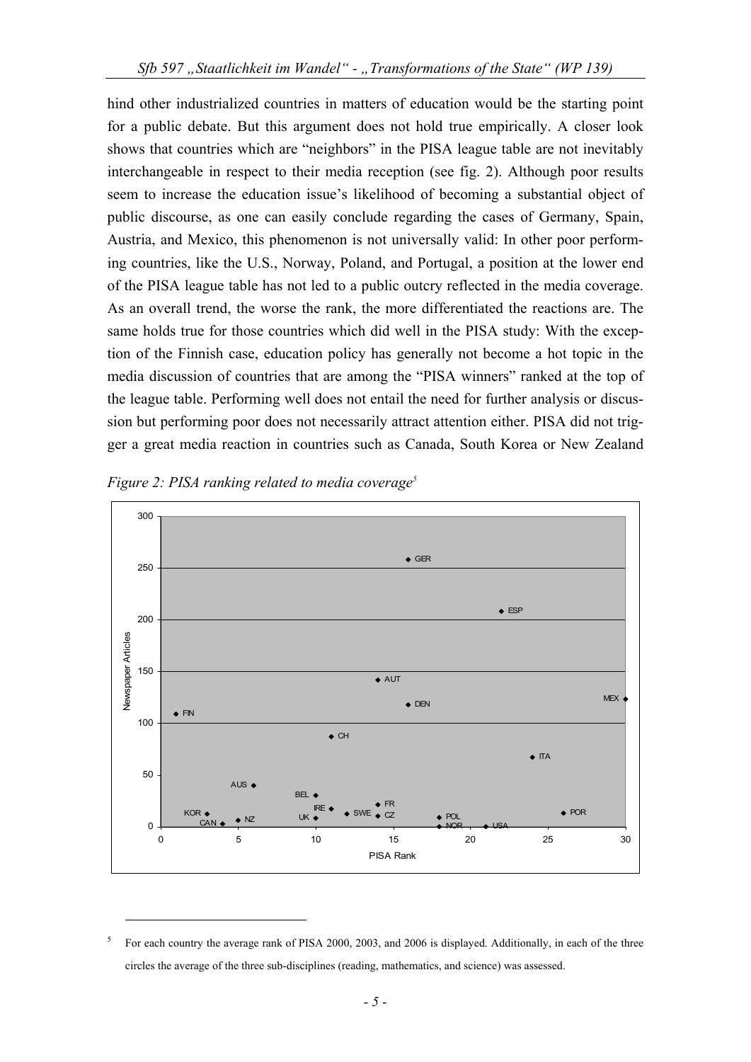hind other industrialized countries in matters of education would be the starting point for a public debate. But this argument does not hold true empirically. A closer look shows that countries which are "neighbors" in the PISA league table are not inevitably interchangeable in respect to their media reception (see fig. 2). Although poor results seem to increase the education issue's likelihood of becoming a substantial object of public discourse, as one can easily conclude regarding the cases of Germany, Spain, Austria, and Mexico, this phenomenon is not universally valid: In other poor performing countries, like the U.S., Norway, Poland, and Portugal, a position at the lower end of the PISA league table has not led to a public outcry reflected in the media coverage. As an overall trend, the worse the rank, the more differentiated the reactions are. The same holds true for those countries which did well in the PISA study: With the exception of the Finnish case, education policy has generally not become a hot topic in the media discussion of countries that are among the "PISA winners" ranked at the top of the league table. Performing well does not entail the need for further analysis or discussion but performing poor does not necessarily attract attention either. PISA did not trigger a great media reaction in countries such as Canada, South Korea or New Zealand

*Figure 2: PISA ranking related to media coverage*[5]

Newspaper Articles
0
50
100
150
200
250
300
PISA Rank
0
5
10
15
20
25
30
GER
ESP
AUT
DEN
MEX
FIN
CH
ITA
AUS
BEL
IRE
FR
SWE
CZ
KOR
CAN
NZ
UK
POL
NOR
USA
POR

[5] For each country the average rank of PISA 2000, 2003, and 2006 is displayed. Additionally, in each of the three circles the average of the three sub-disciplines (reading, mathematics, and science) was assessed.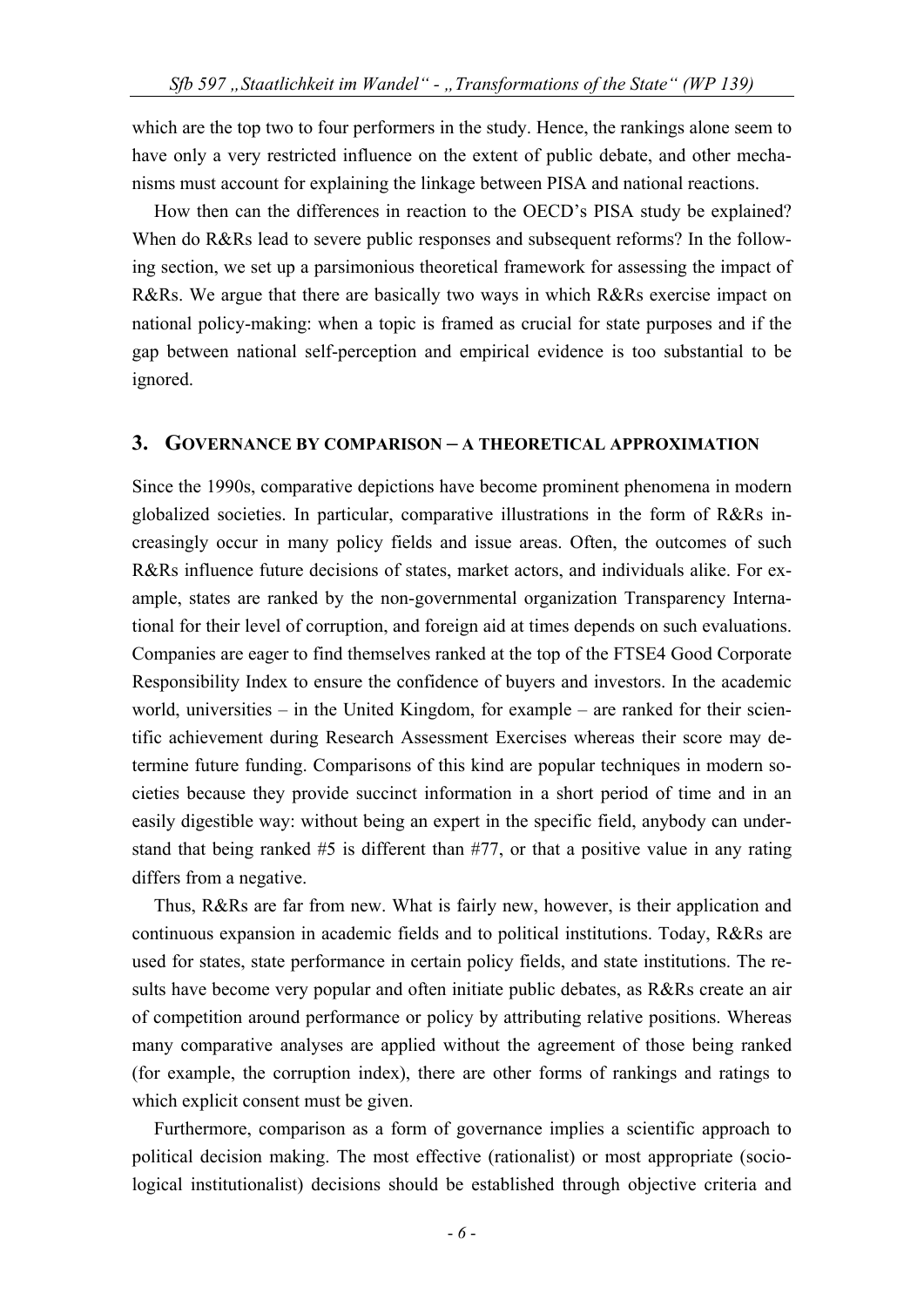which are the top two to four performers in the study. Hence, the rankings alone seem to have only a very restricted influence on the extent of public debate, and other mechanisms must account for explaining the linkage between PISA and national reactions.

How then can the differences in reaction to the OECD's PISA study be explained? When do R&Rs lead to severe public responses and subsequent reforms? In the following section, we set up a parsimonious theoretical framework for assessing the impact of R&Rs. We argue that there are basically two ways in which R&Rs exercise impact on national policy-making: when a topic is framed as crucial for state purposes and if the gap between national self-perception and empirical evidence is too substantial to be ignored.

## 3. Governance by Comparison – A Theoretical Approximation

Since the 1990s, comparative depictions have become prominent phenomena in modern globalized societies. In particular, comparative illustrations in the form of R&Rs increasingly occur in many policy fields and issue areas. Often, the outcomes of such R&Rs influence future decisions of states, market actors, and individuals alike. For example, states are ranked by the non-governmental organization Transparency International for their level of corruption, and foreign aid at times depends on such evaluations. Companies are eager to find themselves ranked at the top of the FTSE4 Good Corporate Responsibility Index to ensure the confidence of buyers and investors. In the academic world, universities – in the United Kingdom, for example – are ranked for their scientific achievement during Research Assessment Exercises whereas their score may determine future funding. Comparisons of this kind are popular techniques in modern societies because they provide succinct information in a short period of time and in an easily digestible way: without being an expert in the specific field, anybody can understand that being ranked #5 is different than #77, or that a positive value in any rating differs from a negative.

Thus, R&Rs are far from new. What is fairly new, however, is their application and continuous expansion in academic fields and to political institutions. Today, R&Rs are used for states, state performance in certain policy fields, and state institutions. The results have become very popular and often initiate public debates, as R&Rs create an air of competition around performance or policy by attributing relative positions. Whereas many comparative analyses are applied without the agreement of those being ranked (for example, the corruption index), there are other forms of rankings and ratings to which explicit consent must be given.

Furthermore, comparison as a form of governance implies a scientific approach to political decision making. The most effective (rationalist) or most appropriate (sociological institutionalist) decisions should be established through objective criteria and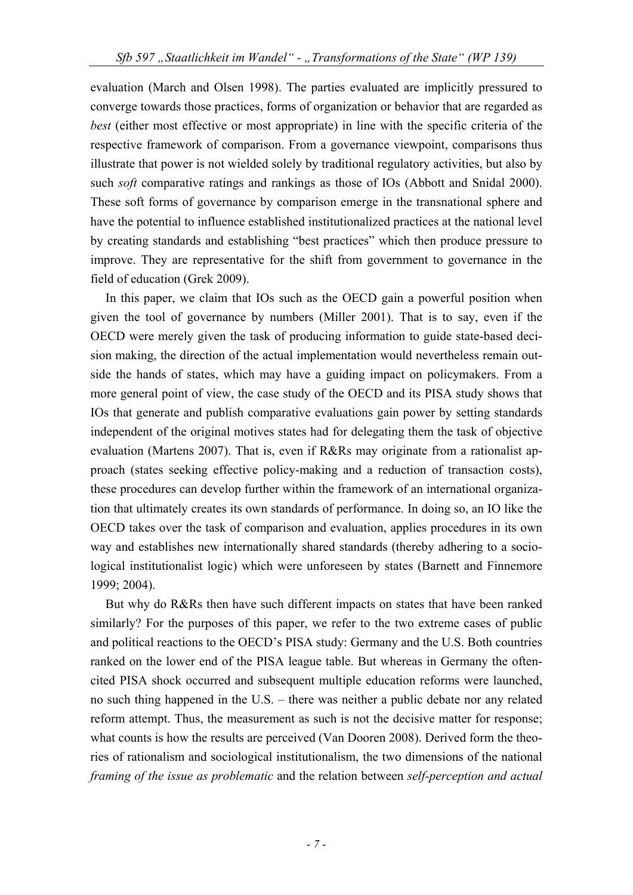evaluation (March and Olsen 1998). The parties evaluated are implicitly pressured to converge towards those practices, forms of organization or behavior that are regarded as *best* (either most effective or most appropriate) in line with the specific criteria of the respective framework of comparison. From a governance viewpoint, comparisons thus illustrate that power is not wielded solely by traditional regulatory activities, but also by such *soft* comparative ratings and rankings as those of IOs (Abbott and Snidal 2000). These soft forms of governance by comparison emerge in the transnational sphere and have the potential to influence established institutionalized practices at the national level by creating standards and establishing "best practices" which then produce pressure to improve. They are representative for the shift from government to governance in the field of education (Grek 2009).

In this paper, we claim that IOs such as the OECD gain a powerful position when given the tool of governance by numbers (Miller 2001). That is to say, even if the OECD were merely given the task of producing information to guide state-based decision making, the direction of the actual implementation would nevertheless remain outside the hands of states, which may have a guiding impact on policymakers. From a more general point of view, the case study of the OECD and its PISA study shows that IOs that generate and publish comparative evaluations gain power by setting standards independent of the original motives states had for delegating them the task of objective evaluation (Martens 2007). That is, even if R&Rs may originate from a rationalist approach (states seeking effective policy-making and a reduction of transaction costs), these procedures can develop further within the framework of an international organization that ultimately creates its own standards of performance. In doing so, an IO like the OECD takes over the task of comparison and evaluation, applies procedures in its own way and establishes new internationally shared standards (thereby adhering to a sociological institutionalist logic) which were unforeseen by states (Barnett and Finnemore 1999; 2004).

But why do R&Rs then have such different impacts on states that have been ranked similarly? For the purposes of this paper, we refer to the two extreme cases of public and political reactions to the OECD's PISA study: Germany and the U.S. Both countries ranked on the lower end of the PISA league table. But whereas in Germany the often-cited PISA shock occurred and subsequent multiple education reforms were launched, no such thing happened in the U.S. – there was neither a public debate nor any related reform attempt. Thus, the measurement as such is not the decisive matter for response; what counts is how the results are perceived (Van Dooren 2008). Derived form the theories of rationalism and sociological institutionalism, the two dimensions of the national *framing of the issue as problematic* and the relation between *self-perception and actual*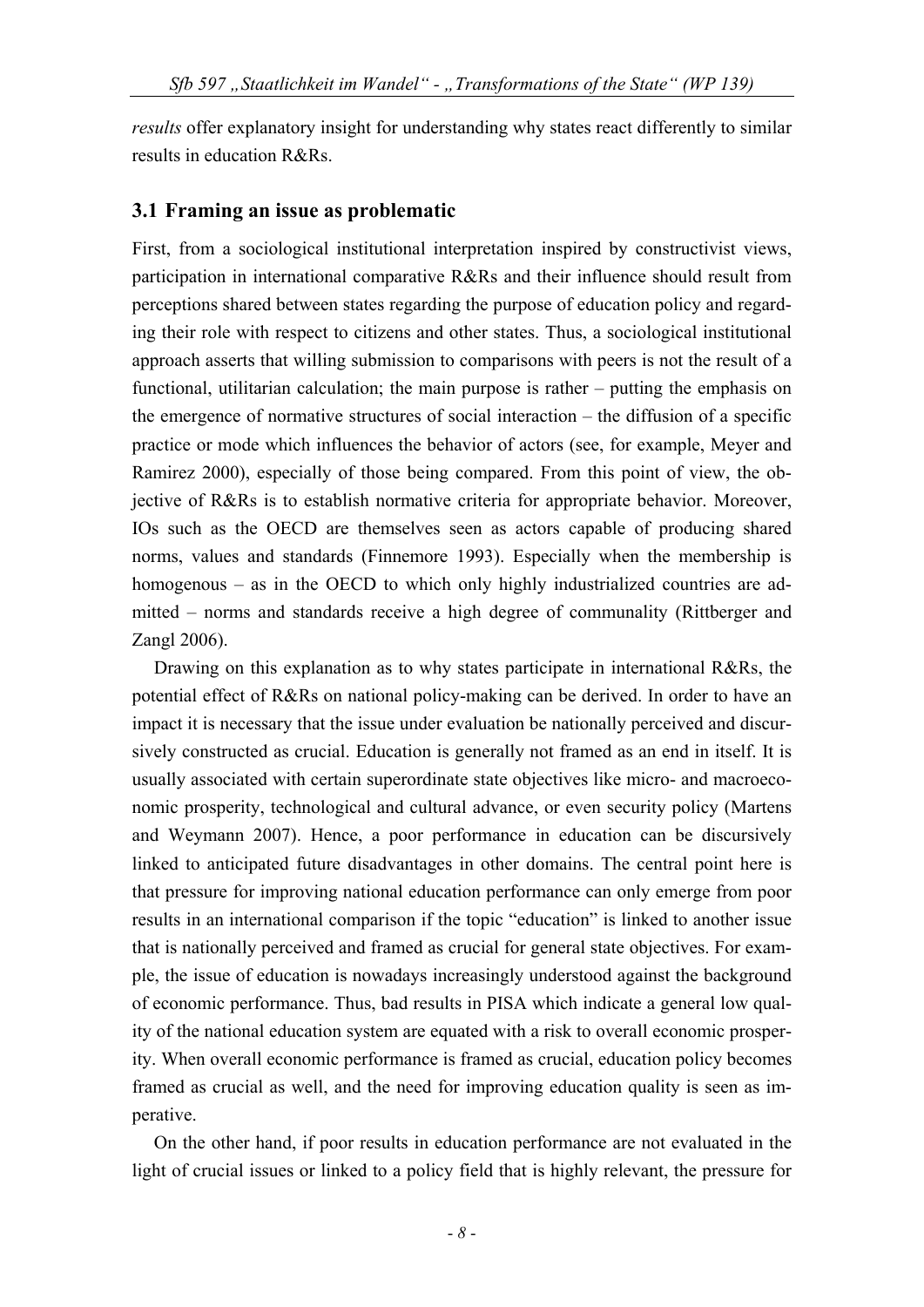*results* offer explanatory insight for understanding why states react differently to similar results in education R&Rs.

## 3.1 Framing an issue as problematic

First, from a sociological institutional interpretation inspired by constructivist views, participation in international comparative R&Rs and their influence should result from perceptions shared between states regarding the purpose of education policy and regarding their role with respect to citizens and other states. Thus, a sociological institutional approach asserts that willing submission to comparisons with peers is not the result of a functional, utilitarian calculation; the main purpose is rather – putting the emphasis on the emergence of normative structures of social interaction – the diffusion of a specific practice or mode which influences the behavior of actors (see, for example, Meyer and Ramirez 2000), especially of those being compared. From this point of view, the objective of R&Rs is to establish normative criteria for appropriate behavior. Moreover, IOs such as the OECD are themselves seen as actors capable of producing shared norms, values and standards (Finnemore 1993). Especially when the membership is homogenous – as in the OECD to which only highly industrialized countries are admitted – norms and standards receive a high degree of communality (Rittberger and Zangl 2006).

Drawing on this explanation as to why states participate in international R&Rs, the potential effect of R&Rs on national policy-making can be derived. In order to have an impact it is necessary that the issue under evaluation be nationally perceived and discursively constructed as crucial. Education is generally not framed as an end in itself. It is usually associated with certain superordinate state objectives like micro- and macroeconomic prosperity, technological and cultural advance, or even security policy (Martens and Weymann 2007). Hence, a poor performance in education can be discursively linked to anticipated future disadvantages in other domains. The central point here is that pressure for improving national education performance can only emerge from poor results in an international comparison if the topic "education" is linked to another issue that is nationally perceived and framed as crucial for general state objectives. For example, the issue of education is nowadays increasingly understood against the background of economic performance. Thus, bad results in PISA which indicate a general low quality of the national education system are equated with a risk to overall economic prosperity. When overall economic performance is framed as crucial, education policy becomes framed as crucial as well, and the need for improving education quality is seen as imperative.

On the other hand, if poor results in education performance are not evaluated in the light of crucial issues or linked to a policy field that is highly relevant, the pressure for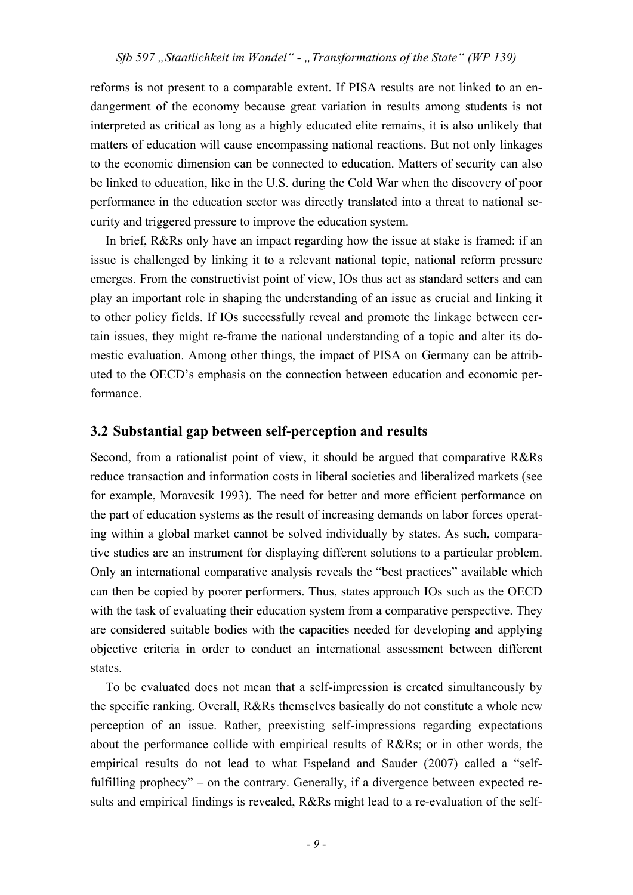reforms is not present to a comparable extent. If PISA results are not linked to an endangerment of the economy because great variation in results among students is not interpreted as critical as long as a highly educated elite remains, it is also unlikely that matters of education will cause encompassing national reactions. But not only linkages to the economic dimension can be connected to education. Matters of security can also be linked to education, like in the U.S. during the Cold War when the discovery of poor performance in the education sector was directly translated into a threat to national security and triggered pressure to improve the education system.

In brief, R&Rs only have an impact regarding how the issue at stake is framed: if an issue is challenged by linking it to a relevant national topic, national reform pressure emerges. From the constructivist point of view, IOs thus act as standard setters and can play an important role in shaping the understanding of an issue as crucial and linking it to other policy fields. If IOs successfully reveal and promote the linkage between certain issues, they might re-frame the national understanding of a topic and alter its domestic evaluation. Among other things, the impact of PISA on Germany can be attributed to the OECD's emphasis on the connection between education and economic performance.

### 3.2 Substantial gap between self-perception and results

Second, from a rationalist point of view, it should be argued that comparative R&Rs reduce transaction and information costs in liberal societies and liberalized markets (see for example, Moravcsik 1993). The need for better and more efficient performance on the part of education systems as the result of increasing demands on labor forces operating within a global market cannot be solved individually by states. As such, comparative studies are an instrument for displaying different solutions to a particular problem. Only an international comparative analysis reveals the "best practices" available which can then be copied by poorer performers. Thus, states approach IOs such as the OECD with the task of evaluating their education system from a comparative perspective. They are considered suitable bodies with the capacities needed for developing and applying objective criteria in order to conduct an international assessment between different states.

To be evaluated does not mean that a self-impression is created simultaneously by the specific ranking. Overall, R&Rs themselves basically do not constitute a whole new perception of an issue. Rather, preexisting self-impressions regarding expectations about the performance collide with empirical results of R&Rs; or in other words, the empirical results do not lead to what Espeland and Sauder (2007) called a "self-fulfilling prophecy" – on the contrary. Generally, if a divergence between expected results and empirical findings is revealed, R&Rs might lead to a re-evaluation of the self-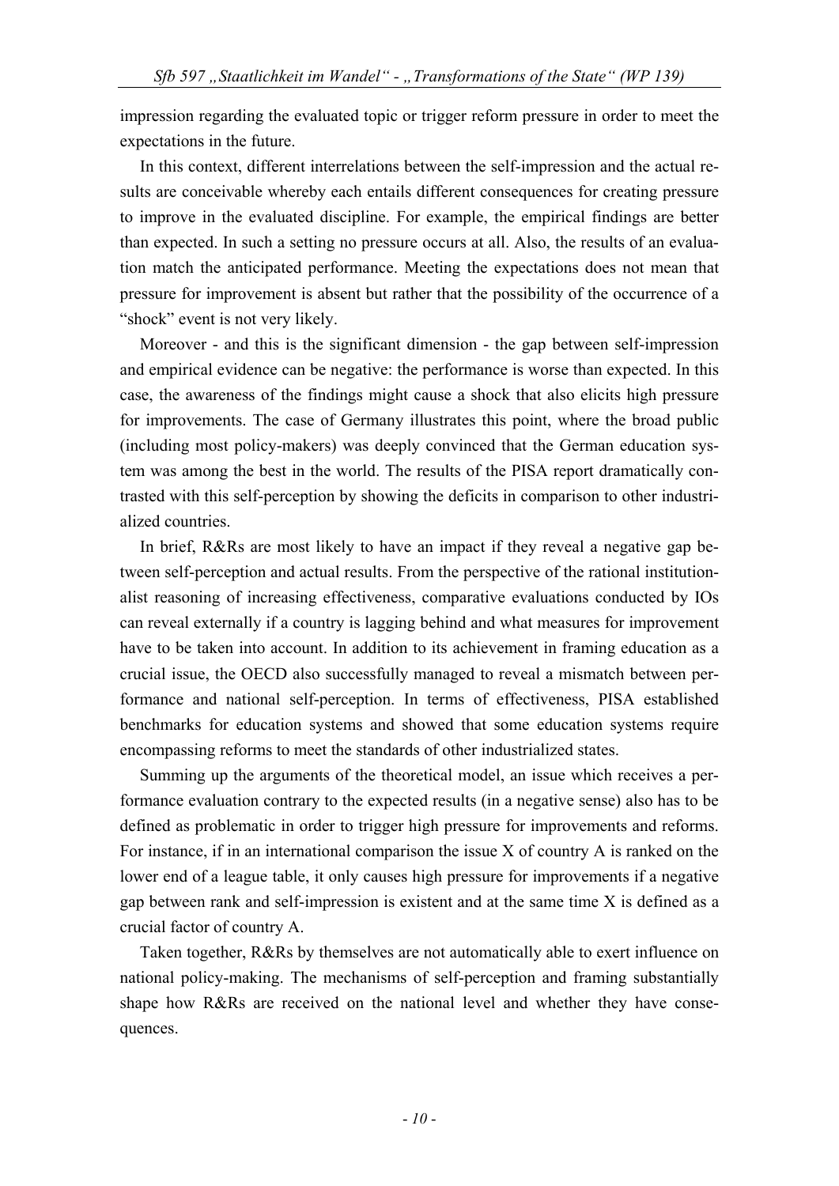impression regarding the evaluated topic or trigger reform pressure in order to meet the expectations in the future.

In this context, different interrelations between the self-impression and the actual results are conceivable whereby each entails different consequences for creating pressure to improve in the evaluated discipline. For example, the empirical findings are better than expected. In such a setting no pressure occurs at all. Also, the results of an evaluation match the anticipated performance. Meeting the expectations does not mean that pressure for improvement is absent but rather that the possibility of the occurrence of a "shock" event is not very likely.

Moreover - and this is the significant dimension - the gap between self-impression and empirical evidence can be negative: the performance is worse than expected. In this case, the awareness of the findings might cause a shock that also elicits high pressure for improvements. The case of Germany illustrates this point, where the broad public (including most policy-makers) was deeply convinced that the German education system was among the best in the world. The results of the PISA report dramatically contrasted with this self-perception by showing the deficits in comparison to other industrialized countries.

In brief, R&Rs are most likely to have an impact if they reveal a negative gap between self-perception and actual results. From the perspective of the rational institutionalist reasoning of increasing effectiveness, comparative evaluations conducted by IOs can reveal externally if a country is lagging behind and what measures for improvement have to be taken into account. In addition to its achievement in framing education as a crucial issue, the OECD also successfully managed to reveal a mismatch between performance and national self-perception. In terms of effectiveness, PISA established benchmarks for education systems and showed that some education systems require encompassing reforms to meet the standards of other industrialized states.

Summing up the arguments of the theoretical model, an issue which receives a performance evaluation contrary to the expected results (in a negative sense) also has to be defined as problematic in order to trigger high pressure for improvements and reforms. For instance, if in an international comparison the issue X of country A is ranked on the lower end of a league table, it only causes high pressure for improvements if a negative gap between rank and self-impression is existent and at the same time X is defined as a crucial factor of country A.

Taken together, R&Rs by themselves are not automatically able to exert influence on national policy-making. The mechanisms of self-perception and framing substantially shape how R&Rs are received on the national level and whether they have consequences.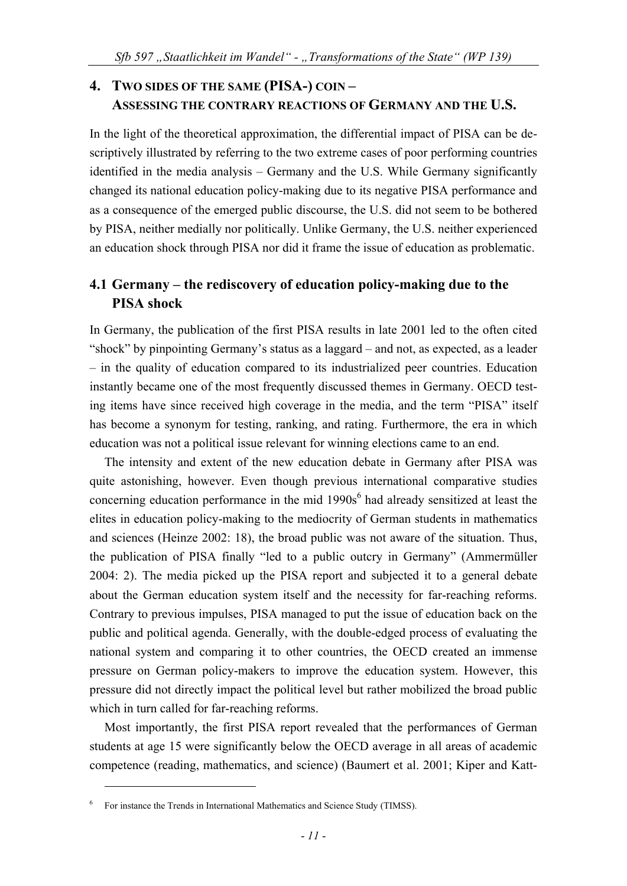## 4. Two sides of the same (PISA-) coin – Assessing the contrary reactions of Germany and the U.S.

In the light of the theoretical approximation, the differential impact of PISA can be descriptively illustrated by referring to the two extreme cases of poor performing countries identified in the media analysis – Germany and the U.S. While Germany significantly changed its national education policy-making due to its negative PISA performance and as a consequence of the emerged public discourse, the U.S. did not seem to be bothered by PISA, neither medially nor politically. Unlike Germany, the U.S. neither experienced an education shock through PISA nor did it frame the issue of education as problematic.

### 4.1 Germany – the rediscovery of education policy-making due to the PISA shock

In Germany, the publication of the first PISA results in late 2001 led to the often cited "shock" by pinpointing Germany's status as a laggard – and not, as expected, as a leader – in the quality of education compared to its industrialized peer countries. Education instantly became one of the most frequently discussed themes in Germany. OECD testing items have since received high coverage in the media, and the term "PISA" itself has become a synonym for testing, ranking, and rating. Furthermore, the era in which education was not a political issue relevant for winning elections came to an end.

The intensity and extent of the new education debate in Germany after PISA was quite astonishing, however. Even though previous international comparative studies concerning education performance in the mid 1990s[6] had already sensitized at least the elites in education policy-making to the mediocrity of German students in mathematics and sciences (Heinze 2002: 18), the broad public was not aware of the situation. Thus, the publication of PISA finally "led to a public outcry in Germany" (Ammermüller 2004: 2). The media picked up the PISA report and subjected it to a general debate about the German education system itself and the necessity for far-reaching reforms. Contrary to previous impulses, PISA managed to put the issue of education back on the public and political agenda. Generally, with the double-edged process of evaluating the national system and comparing it to other countries, the OECD created an immense pressure on German policy-makers to improve the education system. However, this pressure did not directly impact the political level but rather mobilized the broad public which in turn called for far-reaching reforms.

Most importantly, the first PISA report revealed that the performances of German students at age 15 were significantly below the OECD average in all areas of academic competence (reading, mathematics, and science) (Baumert et al. 2001; Kiper and Katt-

---

[6] For instance the Trends in International Mathematics and Science Study (TIMSS).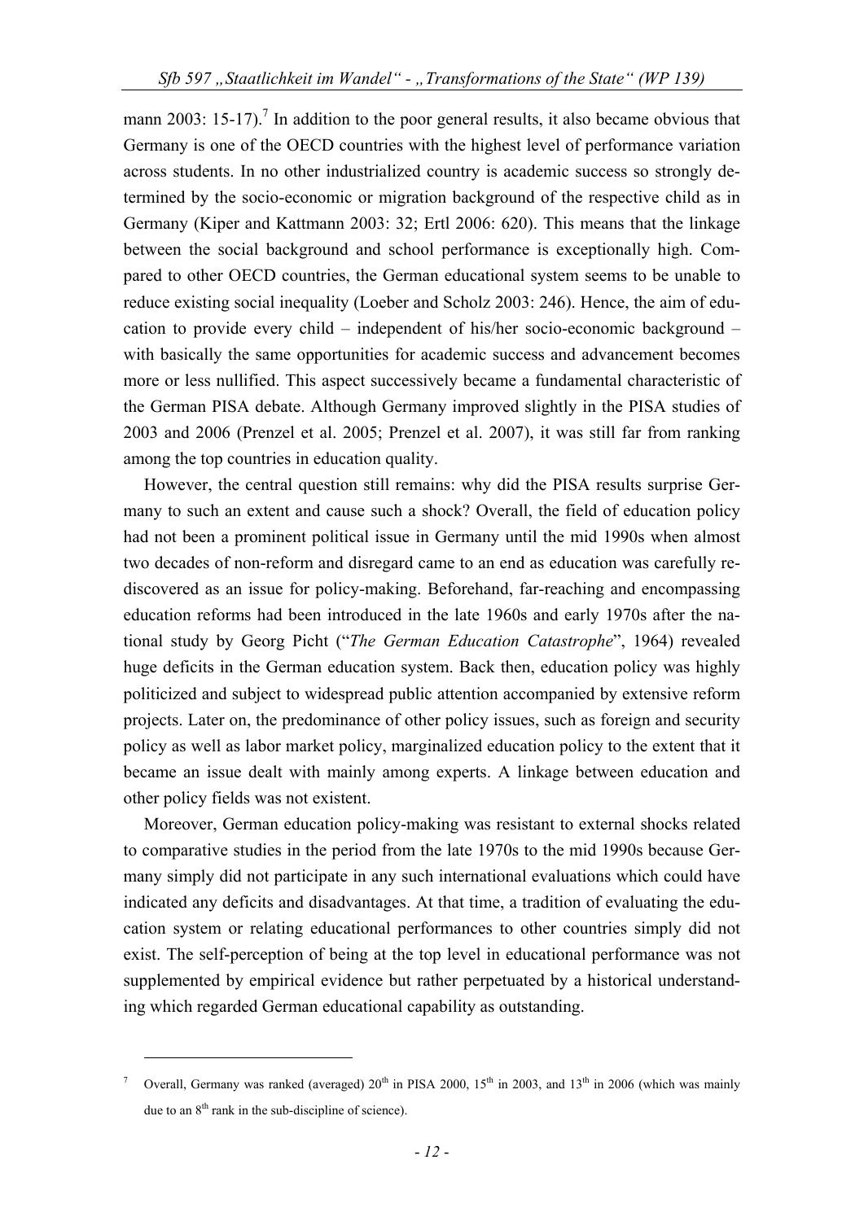mann 2003: 15-17).[7] In addition to the poor general results, it also became obvious that Germany is one of the OECD countries with the highest level of performance variation across students. In no other industrialized country is academic success so strongly determined by the socio-economic or migration background of the respective child as in Germany (Kiper and Kattmann 2003: 32; Ertl 2006: 620). This means that the linkage between the social background and school performance is exceptionally high. Compared to other OECD countries, the German educational system seems to be unable to reduce existing social inequality (Loeber and Scholz 2003: 246). Hence, the aim of education to provide every child – independent of his/her socio-economic background – with basically the same opportunities for academic success and advancement becomes more or less nullified. This aspect successively became a fundamental characteristic of the German PISA debate. Although Germany improved slightly in the PISA studies of 2003 and 2006 (Prenzel et al. 2005; Prenzel et al. 2007), it was still far from ranking among the top countries in education quality.

However, the central question still remains: why did the PISA results surprise Germany to such an extent and cause such a shock? Overall, the field of education policy had not been a prominent political issue in Germany until the mid 1990s when almost two decades of non-reform and disregard came to an end as education was carefully rediscovered as an issue for policy-making. Beforehand, far-reaching and encompassing education reforms had been introduced in the late 1960s and early 1970s after the national study by Georg Picht ("*The German Education Catastrophe*", 1964) revealed huge deficits in the German education system. Back then, education policy was highly politicized and subject to widespread public attention accompanied by extensive reform projects. Later on, the predominance of other policy issues, such as foreign and security policy as well as labor market policy, marginalized education policy to the extent that it became an issue dealt with mainly among experts. A linkage between education and other policy fields was not existent.

Moreover, German education policy-making was resistant to external shocks related to comparative studies in the period from the late 1970s to the mid 1990s because Germany simply did not participate in any such international evaluations which could have indicated any deficits and disadvantages. At that time, a tradition of evaluating the education system or relating educational performances to other countries simply did not exist. The self-perception of being at the top level in educational performance was not supplemented by empirical evidence but rather perpetuated by a historical understanding which regarded German educational capability as outstanding.

---

[7] Overall, Germany was ranked (averaged) 20th in PISA 2000, 15th in 2003, and 13th in 2006 (which was mainly due to an 8th rank in the sub-discipline of science).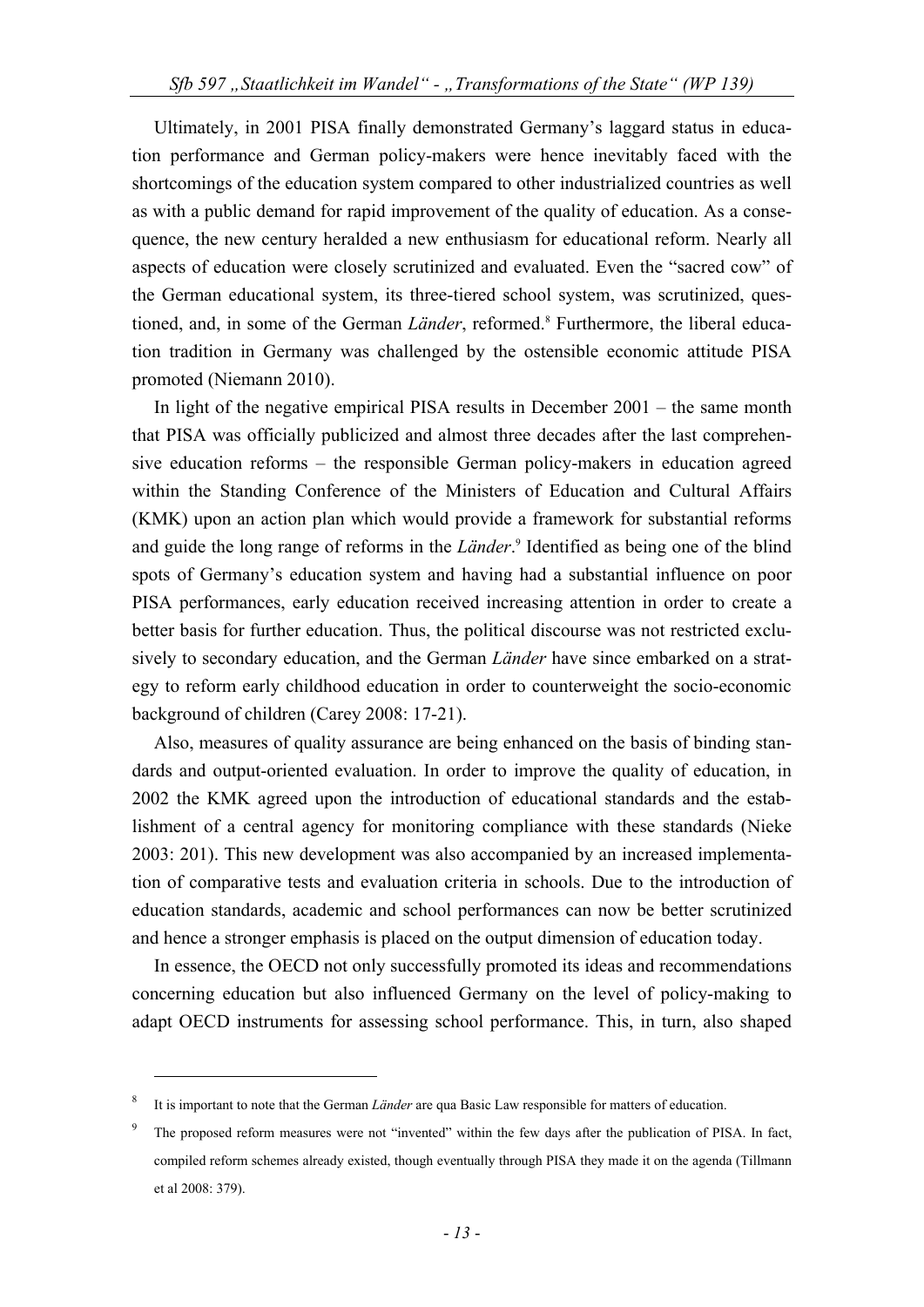Ultimately, in 2001 PISA finally demonstrated Germany's laggard status in education performance and German policy-makers were hence inevitably faced with the shortcomings of the education system compared to other industrialized countries as well as with a public demand for rapid improvement of the quality of education. As a consequence, the new century heralded a new enthusiasm for educational reform. Nearly all aspects of education were closely scrutinized and evaluated. Even the "sacred cow" of the German educational system, its three-tiered school system, was scrutinized, questioned, and, in some of the German *Länder*, reformed.[8] Furthermore, the liberal education tradition in Germany was challenged by the ostensible economic attitude PISA promoted (Niemann 2010).

In light of the negative empirical PISA results in December 2001 – the same month that PISA was officially publicized and almost three decades after the last comprehensive education reforms – the responsible German policy-makers in education agreed within the Standing Conference of the Ministers of Education and Cultural Affairs (KMK) upon an action plan which would provide a framework for substantial reforms and guide the long range of reforms in the *Länder*.[9] Identified as being one of the blind spots of Germany's education system and having had a substantial influence on poor PISA performances, early education received increasing attention in order to create a better basis for further education. Thus, the political discourse was not restricted exclusively to secondary education, and the German *Länder* have since embarked on a strategy to reform early childhood education in order to counterweight the socio-economic background of children (Carey 2008: 17-21).

Also, measures of quality assurance are being enhanced on the basis of binding standards and output-oriented evaluation. In order to improve the quality of education, in 2002 the KMK agreed upon the introduction of educational standards and the establishment of a central agency for monitoring compliance with these standards (Nieke 2003: 201). This new development was also accompanied by an increased implementation of comparative tests and evaluation criteria in schools. Due to the introduction of education standards, academic and school performances can now be better scrutinized and hence a stronger emphasis is placed on the output dimension of education today.

In essence, the OECD not only successfully promoted its ideas and recommendations concerning education but also influenced Germany on the level of policy-making to adapt OECD instruments for assessing school performance. This, in turn, also shaped

---

[8] It is important to note that the German *Länder* are qua Basic Law responsible for matters of education.

[9] The proposed reform measures were not "invented" within the few days after the publication of PISA. In fact, compiled reform schemes already existed, though eventually through PISA they made it on the agenda (Tillmann et al 2008: 379).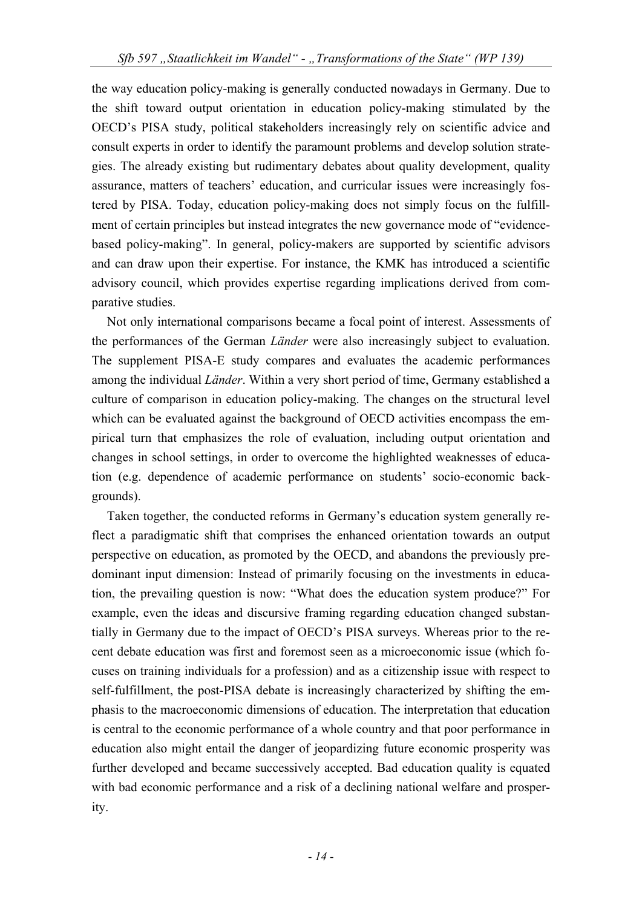the way education policy-making is generally conducted nowadays in Germany. Due to the shift toward output orientation in education policy-making stimulated by the OECD's PISA study, political stakeholders increasingly rely on scientific advice and consult experts in order to identify the paramount problems and develop solution strategies. The already existing but rudimentary debates about quality development, quality assurance, matters of teachers' education, and curricular issues were increasingly fostered by PISA. Today, education policy-making does not simply focus on the fulfillment of certain principles but instead integrates the new governance mode of "evidence-based policy-making". In general, policy-makers are supported by scientific advisors and can draw upon their expertise. For instance, the KMK has introduced a scientific advisory council, which provides expertise regarding implications derived from comparative studies.

Not only international comparisons became a focal point of interest. Assessments of the performances of the German *Länder* were also increasingly subject to evaluation. The supplement PISA-E study compares and evaluates the academic performances among the individual *Länder*. Within a very short period of time, Germany established a culture of comparison in education policy-making. The changes on the structural level which can be evaluated against the background of OECD activities encompass the empirical turn that emphasizes the role of evaluation, including output orientation and changes in school settings, in order to overcome the highlighted weaknesses of education (e.g. dependence of academic performance on students' socio-economic backgrounds).

Taken together, the conducted reforms in Germany's education system generally reflect a paradigmatic shift that comprises the enhanced orientation towards an output perspective on education, as promoted by the OECD, and abandons the previously predominant input dimension: Instead of primarily focusing on the investments in education, the prevailing question is now: "What does the education system produce?" For example, even the ideas and discursive framing regarding education changed substantially in Germany due to the impact of OECD's PISA surveys. Whereas prior to the recent debate education was first and foremost seen as a microeconomic issue (which focuses on training individuals for a profession) and as a citizenship issue with respect to self-fulfillment, the post-PISA debate is increasingly characterized by shifting the emphasis to the macroeconomic dimensions of education. The interpretation that education is central to the economic performance of a whole country and that poor performance in education also might entail the danger of jeopardizing future economic prosperity was further developed and became successively accepted. Bad education quality is equated with bad economic performance and a risk of a declining national welfare and prosperity.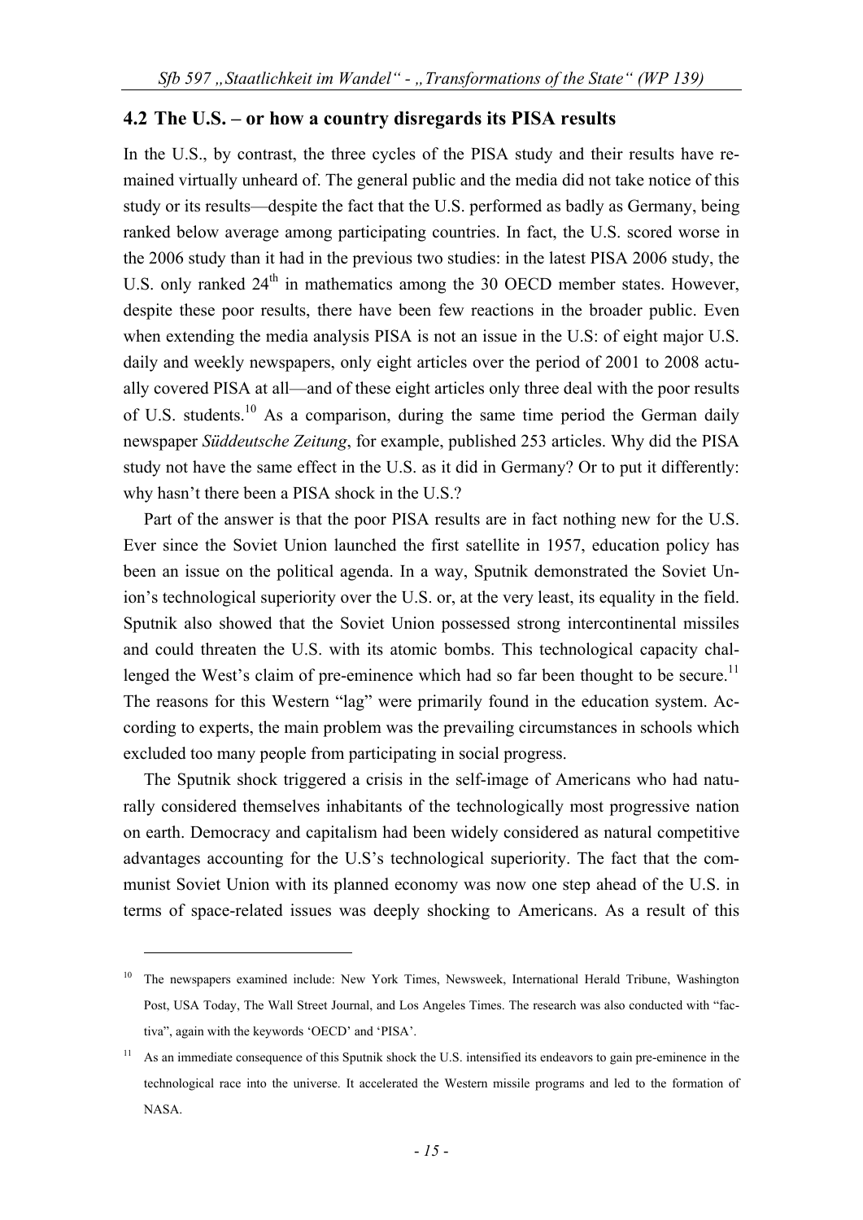## 4.2 The U.S. – or how a country disregards its PISA results

In the U.S., by contrast, the three cycles of the PISA study and their results have remained virtually unheard of. The general public and the media did not take notice of this study or its results—despite the fact that the U.S. performed as badly as Germany, being ranked below average among participating countries. In fact, the U.S. scored worse in the 2006 study than it had in the previous two studies: in the latest PISA 2006 study, the U.S. only ranked 24th in mathematics among the 30 OECD member states. However, despite these poor results, there have been few reactions in the broader public. Even when extending the media analysis PISA is not an issue in the U.S: of eight major U.S. daily and weekly newspapers, only eight articles over the period of 2001 to 2008 actually covered PISA at all—and of these eight articles only three deal with the poor results of U.S. students.[10] As a comparison, during the same time period the German daily newspaper *Süddeutsche Zeitung*, for example, published 253 articles. Why did the PISA study not have the same effect in the U.S. as it did in Germany? Or to put it differently: why hasn't there been a PISA shock in the U.S.?

Part of the answer is that the poor PISA results are in fact nothing new for the U.S. Ever since the Soviet Union launched the first satellite in 1957, education policy has been an issue on the political agenda. In a way, Sputnik demonstrated the Soviet Union's technological superiority over the U.S. or, at the very least, its equality in the field. Sputnik also showed that the Soviet Union possessed strong intercontinental missiles and could threaten the U.S. with its atomic bombs. This technological capacity challenged the West's claim of pre-eminence which had so far been thought to be secure.[11] The reasons for this Western "lag" were primarily found in the education system. According to experts, the main problem was the prevailing circumstances in schools which excluded too many people from participating in social progress.

The Sputnik shock triggered a crisis in the self-image of Americans who had naturally considered themselves inhabitants of the technologically most progressive nation on earth. Democracy and capitalism had been widely considered as natural competitive advantages accounting for the U.S's technological superiority. The fact that the communist Soviet Union with its planned economy was now one step ahead of the U.S. in terms of space-related issues was deeply shocking to Americans. As a result of this

---

[10] The newspapers examined include: New York Times, Newsweek, International Herald Tribune, Washington Post, USA Today, The Wall Street Journal, and Los Angeles Times. The research was also conducted with "factiva", again with the keywords 'OECD' and 'PISA'.

[11] As an immediate consequence of this Sputnik shock the U.S. intensified its endeavors to gain pre-eminence in the technological race into the universe. It accelerated the Western missile programs and led to the formation of NASA.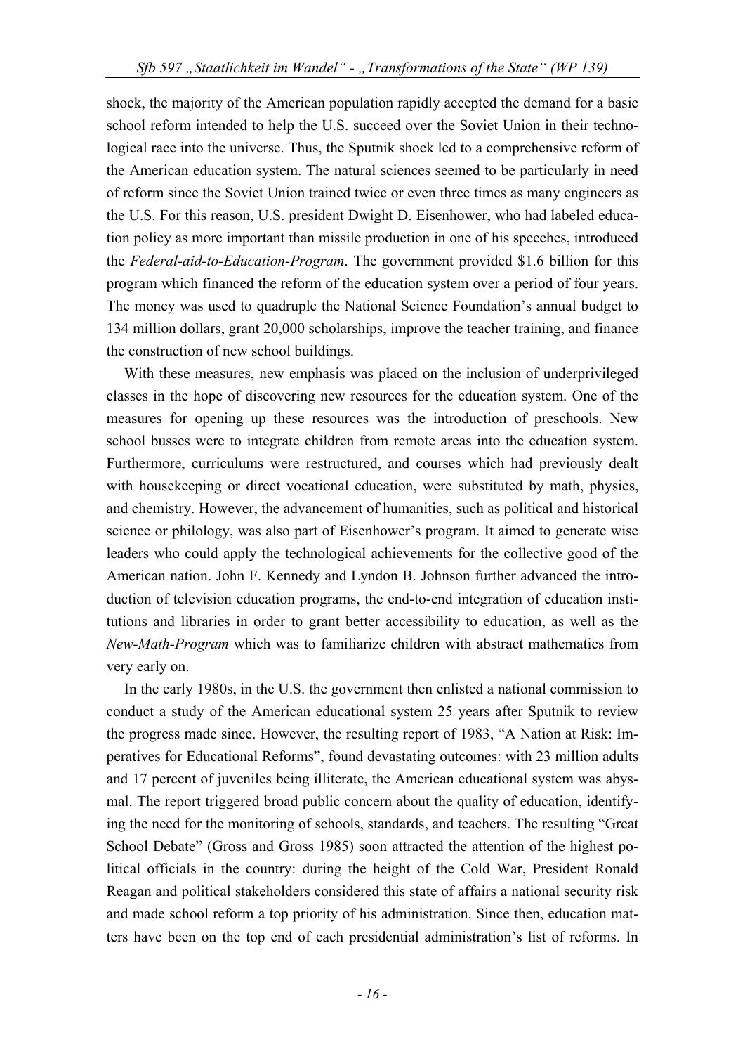shock, the majority of the American population rapidly accepted the demand for a basic school reform intended to help the U.S. succeed over the Soviet Union in their technological race into the universe. Thus, the Sputnik shock led to a comprehensive reform of the American education system. The natural sciences seemed to be particularly in need of reform since the Soviet Union trained twice or even three times as many engineers as the U.S. For this reason, U.S. president Dwight D. Eisenhower, who had labeled education policy as more important than missile production in one of his speeches, introduced the *Federal-aid-to-Education-Program*. The government provided \$1.6 billion for this program which financed the reform of the education system over a period of four years. The money was used to quadruple the National Science Foundation's annual budget to 134 million dollars, grant 20,000 scholarships, improve the teacher training, and finance the construction of new school buildings.

With these measures, new emphasis was placed on the inclusion of underprivileged classes in the hope of discovering new resources for the education system. One of the measures for opening up these resources was the introduction of preschools. New school busses were to integrate children from remote areas into the education system. Furthermore, curriculums were restructured, and courses which had previously dealt with housekeeping or direct vocational education, were substituted by math, physics, and chemistry. However, the advancement of humanities, such as political and historical science or philology, was also part of Eisenhower's program. It aimed to generate wise leaders who could apply the technological achievements for the collective good of the American nation. John F. Kennedy and Lyndon B. Johnson further advanced the introduction of television education programs, the end-to-end integration of education institutions and libraries in order to grant better accessibility to education, as well as the *New-Math-Program* which was to familiarize children with abstract mathematics from very early on.

In the early 1980s, in the U.S. the government then enlisted a national commission to conduct a study of the American educational system 25 years after Sputnik to review the progress made since. However, the resulting report of 1983, "A Nation at Risk: Imperatives for Educational Reforms", found devastating outcomes: with 23 million adults and 17 percent of juveniles being illiterate, the American educational system was abysmal. The report triggered broad public concern about the quality of education, identifying the need for the monitoring of schools, standards, and teachers. The resulting "Great School Debate" (Gross and Gross 1985) soon attracted the attention of the highest political officials in the country: during the height of the Cold War, President Ronald Reagan and political stakeholders considered this state of affairs a national security risk and made school reform a top priority of his administration. Since then, education matters have been on the top end of each presidential administration's list of reforms. In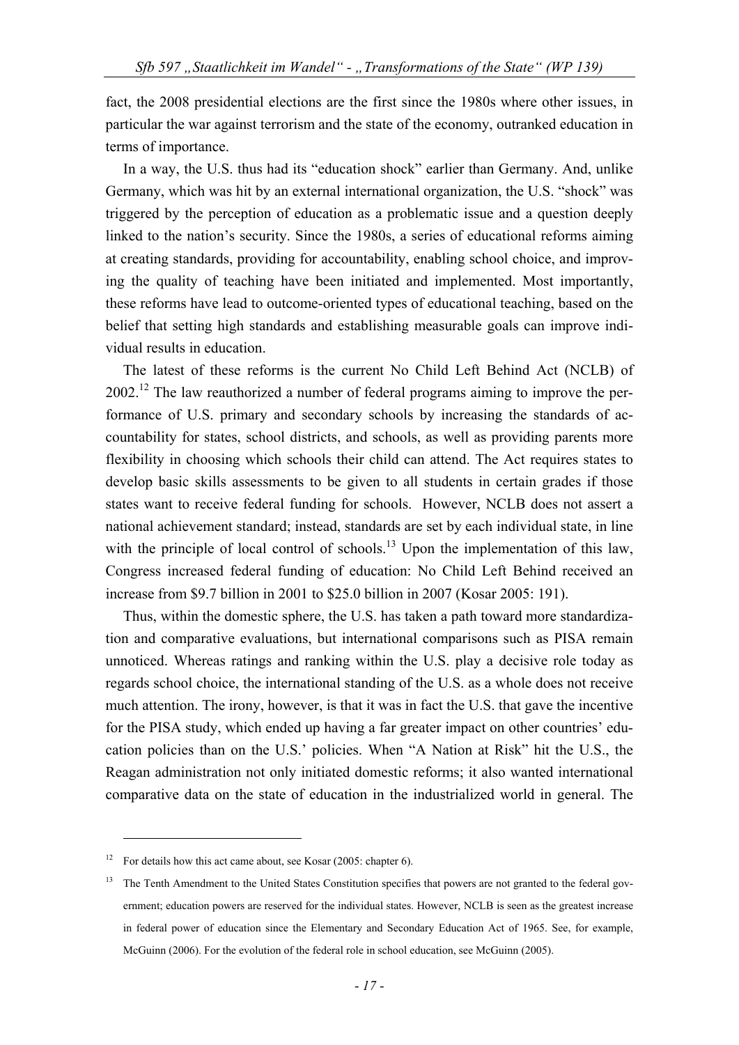fact, the 2008 presidential elections are the first since the 1980s where other issues, in particular the war against terrorism and the state of the economy, outranked education in terms of importance.

In a way, the U.S. thus had its "education shock" earlier than Germany. And, unlike Germany, which was hit by an external international organization, the U.S. "shock" was triggered by the perception of education as a problematic issue and a question deeply linked to the nation's security. Since the 1980s, a series of educational reforms aiming at creating standards, providing for accountability, enabling school choice, and improving the quality of teaching have been initiated and implemented. Most importantly, these reforms have lead to outcome-oriented types of educational teaching, based on the belief that setting high standards and establishing measurable goals can improve individual results in education.

The latest of these reforms is the current No Child Left Behind Act (NCLB) of 2002.[12] The law reauthorized a number of federal programs aiming to improve the performance of U.S. primary and secondary schools by increasing the standards of accountability for states, school districts, and schools, as well as providing parents more flexibility in choosing which schools their child can attend. The Act requires states to develop basic skills assessments to be given to all students in certain grades if those states want to receive federal funding for schools. However, NCLB does not assert a national achievement standard; instead, standards are set by each individual state, in line with the principle of local control of schools.[13] Upon the implementation of this law, Congress increased federal funding of education: No Child Left Behind received an increase from \$9.7 billion in 2001 to \$25.0 billion in 2007 (Kosar 2005: 191).

Thus, within the domestic sphere, the U.S. has taken a path toward more standardization and comparative evaluations, but international comparisons such as PISA remain unnoticed. Whereas ratings and ranking within the U.S. play a decisive role today as regards school choice, the international standing of the U.S. as a whole does not receive much attention. The irony, however, is that it was in fact the U.S. that gave the incentive for the PISA study, which ended up having a far greater impact on other countries' education policies than on the U.S.' policies. When "A Nation at Risk" hit the U.S., the Reagan administration not only initiated domestic reforms; it also wanted international comparative data on the state of education in the industrialized world in general. The

---

[12] For details how this act came about, see Kosar (2005: chapter 6).

[13] The Tenth Amendment to the United States Constitution specifies that powers are not granted to the federal government; education powers are reserved for the individual states. However, NCLB is seen as the greatest increase in federal power of education since the Elementary and Secondary Education Act of 1965. See, for example, McGuinn (2006). For the evolution of the federal role in school education, see McGuinn (2005).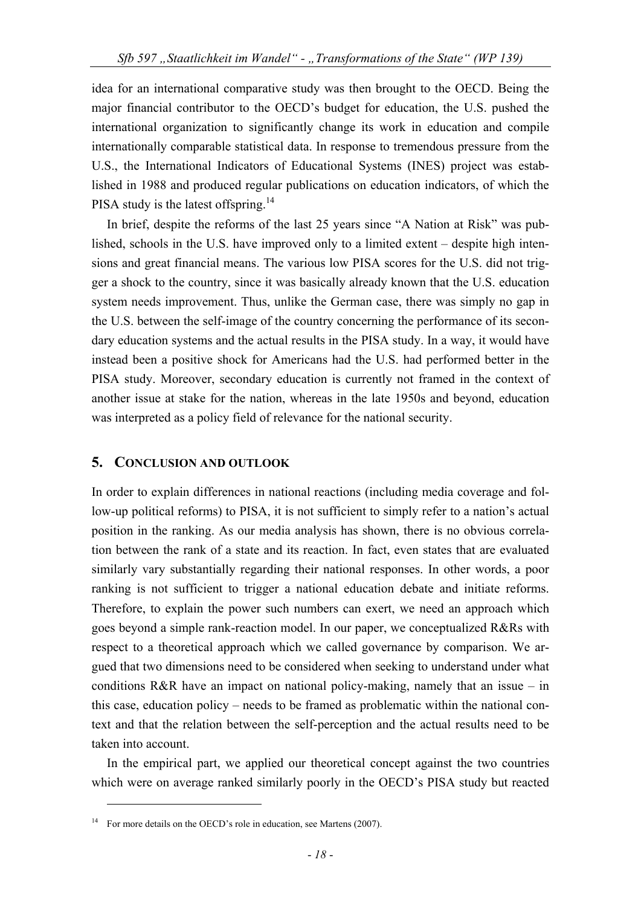idea for an international comparative study was then brought to the OECD. Being the major financial contributor to the OECD's budget for education, the U.S. pushed the international organization to significantly change its work in education and compile internationally comparable statistical data. In response to tremendous pressure from the U.S., the International Indicators of Educational Systems (INES) project was established in 1988 and produced regular publications on education indicators, of which the PISA study is the latest offspring.[14]

In brief, despite the reforms of the last 25 years since "A Nation at Risk" was published, schools in the U.S. have improved only to a limited extent – despite high intensions and great financial means. The various low PISA scores for the U.S. did not trigger a shock to the country, since it was basically already known that the U.S. education system needs improvement. Thus, unlike the German case, there was simply no gap in the U.S. between the self-image of the country concerning the performance of its secondary education systems and the actual results in the PISA study. In a way, it would have instead been a positive shock for Americans had the U.S. had performed better in the PISA study. Moreover, secondary education is currently not framed in the context of another issue at stake for the nation, whereas in the late 1950s and beyond, education was interpreted as a policy field of relevance for the national security.

## 5. Conclusion and Outlook

In order to explain differences in national reactions (including media coverage and follow-up political reforms) to PISA, it is not sufficient to simply refer to a nation's actual position in the ranking. As our media analysis has shown, there is no obvious correlation between the rank of a state and its reaction. In fact, even states that are evaluated similarly vary substantially regarding their national responses. In other words, a poor ranking is not sufficient to trigger a national education debate and initiate reforms. Therefore, to explain the power such numbers can exert, we need an approach which goes beyond a simple rank-reaction model. In our paper, we conceptualized R&Rs with respect to a theoretical approach which we called governance by comparison. We argued that two dimensions need to be considered when seeking to understand under what conditions R&R have an impact on national policy-making, namely that an issue – in this case, education policy – needs to be framed as problematic within the national context and that the relation between the self-perception and the actual results need to be taken into account.

In the empirical part, we applied our theoretical concept against the two countries which were on average ranked similarly poorly in the OECD's PISA study but reacted

---

[14] For more details on the OECD's role in education, see Martens (2007).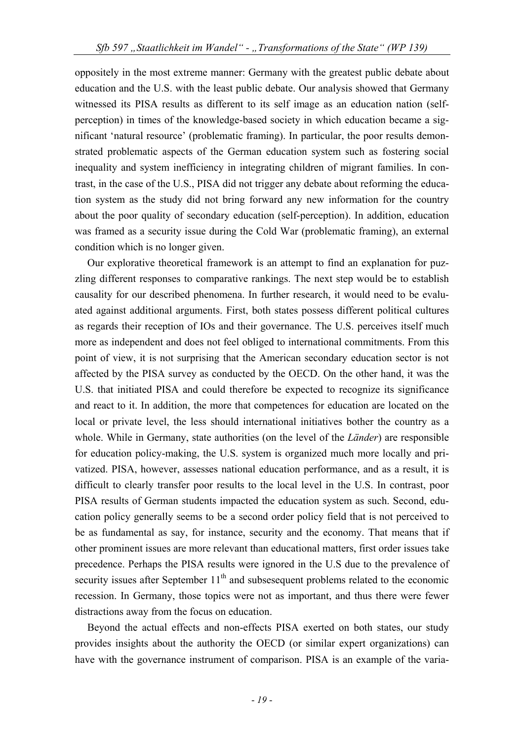oppositely in the most extreme manner: Germany with the greatest public debate about education and the U.S. with the least public debate. Our analysis showed that Germany witnessed its PISA results as different to its self image as an education nation (self-perception) in times of the knowledge-based society in which education became a significant 'natural resource' (problematic framing). In particular, the poor results demonstrated problematic aspects of the German education system such as fostering social inequality and system inefficiency in integrating children of migrant families. In contrast, in the case of the U.S., PISA did not trigger any debate about reforming the education system as the study did not bring forward any new information for the country about the poor quality of secondary education (self-perception). In addition, education was framed as a security issue during the Cold War (problematic framing), an external condition which is no longer given.

Our explorative theoretical framework is an attempt to find an explanation for puzzling different responses to comparative rankings. The next step would be to establish causality for our described phenomena. In further research, it would need to be evaluated against additional arguments. First, both states possess different political cultures as regards their reception of IOs and their governance. The U.S. perceives itself much more as independent and does not feel obliged to international commitments. From this point of view, it is not surprising that the American secondary education sector is not affected by the PISA survey as conducted by the OECD. On the other hand, it was the U.S. that initiated PISA and could therefore be expected to recognize its significance and react to it. In addition, the more that competences for education are located on the local or private level, the less should international initiatives bother the country as a whole. While in Germany, state authorities (on the level of the *Länder*) are responsible for education policy-making, the U.S. system is organized much more locally and privatized. PISA, however, assesses national education performance, and as a result, it is difficult to clearly transfer poor results to the local level in the U.S. In contrast, poor PISA results of German students impacted the education system as such. Second, education policy generally seems to be a second order policy field that is not perceived to be as fundamental as say, for instance, security and the economy. That means that if other prominent issues are more relevant than educational matters, first order issues take precedence. Perhaps the PISA results were ignored in the U.S due to the prevalence of security issues after September 11th and subsesequent problems related to the economic recession. In Germany, those topics were not as important, and thus there were fewer distractions away from the focus on education.

Beyond the actual effects and non-effects PISA exerted on both states, our study provides insights about the authority the OECD (or similar expert organizations) can have with the governance instrument of comparison. PISA is an example of the varia-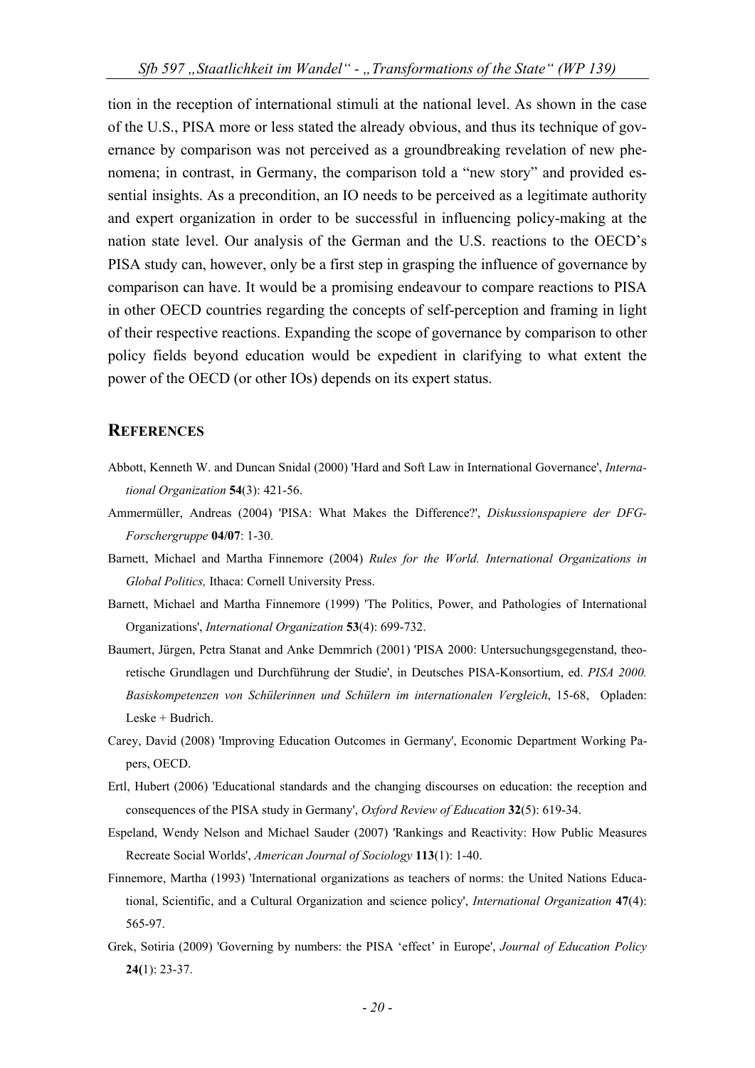tion in the reception of international stimuli at the national level. As shown in the case of the U.S., PISA more or less stated the already obvious, and thus its technique of governance by comparison was not perceived as a groundbreaking revelation of new phenomena; in contrast, in Germany, the comparison told a "new story" and provided essential insights. As a precondition, an IO needs to be perceived as a legitimate authority and expert organization in order to be successful in influencing policy-making at the nation state level. Our analysis of the German and the U.S. reactions to the OECD's PISA study can, however, only be a first step in grasping the influence of governance by comparison can have. It would be a promising endeavour to compare reactions to PISA in other OECD countries regarding the concepts of self-perception and framing in light of their respective reactions. Expanding the scope of governance by comparison to other policy fields beyond education would be expedient in clarifying to what extent the power of the OECD (or other IOs) depends on its expert status.

## REFERENCES

Abbott, Kenneth W. and Duncan Snidal (2000) 'Hard and Soft Law in International Governance', *International Organization* **54**(3): 421-56.

Ammermüller, Andreas (2004) 'PISA: What Makes the Difference?', *Diskussionspapiere der DFG-Forschergruppe* **04/07**: 1-30.

Barnett, Michael and Martha Finnemore (2004) *Rules for the World. International Organizations in Global Politics,* Ithaca: Cornell University Press.

Barnett, Michael and Martha Finnemore (1999) 'The Politics, Power, and Pathologies of International Organizations', *International Organization* **53**(4): 699-732.

Baumert, Jürgen, Petra Stanat and Anke Demmrich (2001) 'PISA 2000: Untersuchungsgegenstand, theoretische Grundlagen und Durchführung der Studie', in Deutsches PISA-Konsortium, ed. *PISA 2000. Basiskompetenzen von Schülerinnen und Schülern im internationalen Vergleich*, 15-68, Opladen: Leske + Budrich.

Carey, David (2008) 'Improving Education Outcomes in Germany', Economic Department Working Papers, OECD.

Ertl, Hubert (2006) 'Educational standards and the changing discourses on education: the reception and consequences of the PISA study in Germany', *Oxford Review of Education* **32**(5): 619-34.

Espeland, Wendy Nelson and Michael Sauder (2007) 'Rankings and Reactivity: How Public Measures Recreate Social Worlds', *American Journal of Sociology* **113**(1): 1-40.

Finnemore, Martha (1993) 'International organizations as teachers of norms: the United Nations Educational, Scientific, and a Cultural Organization and science policy', *International Organization* **47**(4): 565-97.

Grek, Sotiria (2009) 'Governing by numbers: the PISA 'effect' in Europe', *Journal of Education Policy* **24(**1): 23-37.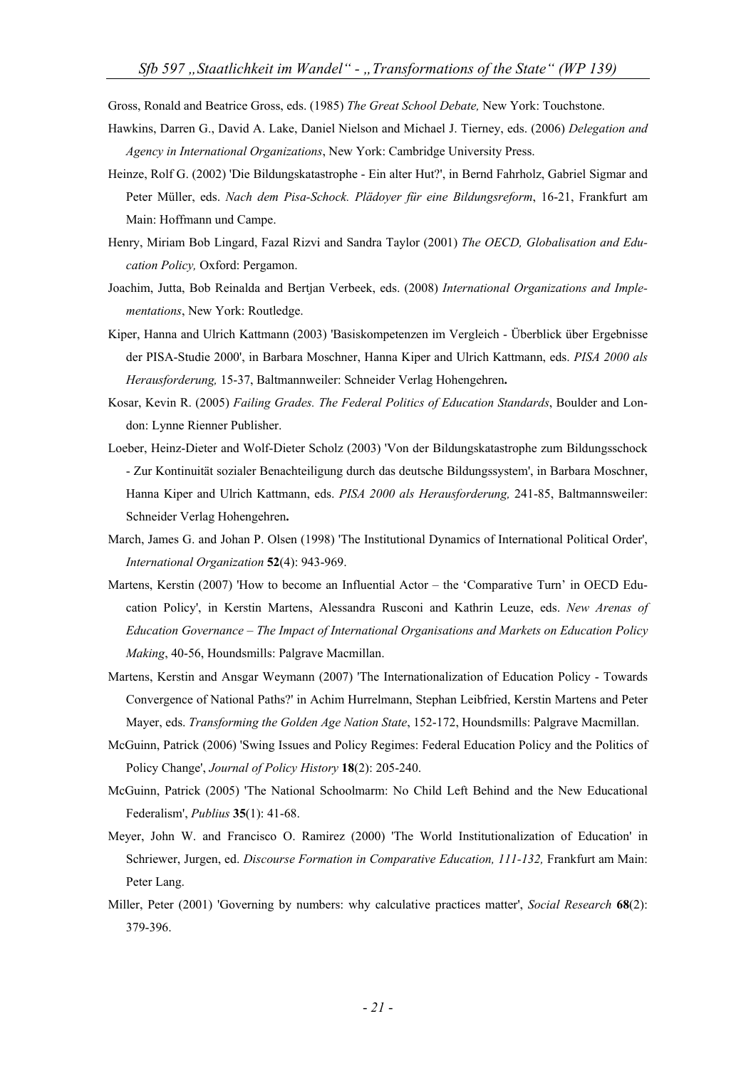Gross, Ronald and Beatrice Gross, eds. (1985) *The Great School Debate,* New York: Touchstone.

Hawkins, Darren G., David A. Lake, Daniel Nielson and Michael J. Tierney, eds. (2006) *Delegation and Agency in International Organizations*, New York: Cambridge University Press.

Heinze, Rolf G. (2002) 'Die Bildungskatastrophe - Ein alter Hut?', in Bernd Fahrholz, Gabriel Sigmar and Peter Müller, eds. *Nach dem Pisa-Schock. Plädoyer für eine Bildungsreform*, 16-21, Frankfurt am Main: Hoffmann und Campe.

Henry, Miriam Bob Lingard, Fazal Rizvi and Sandra Taylor (2001) *The OECD, Globalisation and Education Policy,* Oxford: Pergamon.

Joachim, Jutta, Bob Reinalda and Bertjan Verbeek, eds. (2008) *International Organizations and Implementations*, New York: Routledge.

Kiper, Hanna and Ulrich Kattmann (2003) 'Basiskompetenzen im Vergleich - Überblick über Ergebnisse der PISA-Studie 2000', in Barbara Moschner, Hanna Kiper and Ulrich Kattmann, eds. *PISA 2000 als Herausforderung,* 15-37, Baltmannweiler: Schneider Verlag Hohengehren**.**

Kosar, Kevin R. (2005) *Failing Grades. The Federal Politics of Education Standards*, Boulder and London: Lynne Rienner Publisher.

Loeber, Heinz-Dieter and Wolf-Dieter Scholz (2003) 'Von der Bildungskatastrophe zum Bildungsschock - Zur Kontinuität sozialer Benachteiligung durch das deutsche Bildungssystem', in Barbara Moschner, Hanna Kiper and Ulrich Kattmann, eds. *PISA 2000 als Herausforderung,* 241-85, Baltmannsweiler: Schneider Verlag Hohengehren**.**

March, James G. and Johan P. Olsen (1998) 'The Institutional Dynamics of International Political Order', *International Organization* **52**(4): 943-969.

Martens, Kerstin (2007) 'How to become an Influential Actor – the 'Comparative Turn' in OECD Education Policy', in Kerstin Martens, Alessandra Rusconi and Kathrin Leuze, eds. *New Arenas of Education Governance – The Impact of International Organisations and Markets on Education Policy Making*, 40-56, Houndsmills: Palgrave Macmillan.

Martens, Kerstin and Ansgar Weymann (2007) 'The Internationalization of Education Policy - Towards Convergence of National Paths?' in Achim Hurrelmann, Stephan Leibfried, Kerstin Martens and Peter Mayer, eds. *Transforming the Golden Age Nation State*, 152-172, Houndsmills: Palgrave Macmillan.

McGuinn, Patrick (2006) 'Swing Issues and Policy Regimes: Federal Education Policy and the Politics of Policy Change', *Journal of Policy History* **18**(2): 205-240.

McGuinn, Patrick (2005) 'The National Schoolmarm: No Child Left Behind and the New Educational Federalism', *Publius* **35**(1): 41-68.

Meyer, John W. and Francisco O. Ramirez (2000) 'The World Institutionalization of Education' in Schriewer, Jurgen, ed. *Discourse Formation in Comparative Education, 111-132,* Frankfurt am Main: Peter Lang.

Miller, Peter (2001) 'Governing by numbers: why calculative practices matter', *Social Research* **68**(2): 379-396.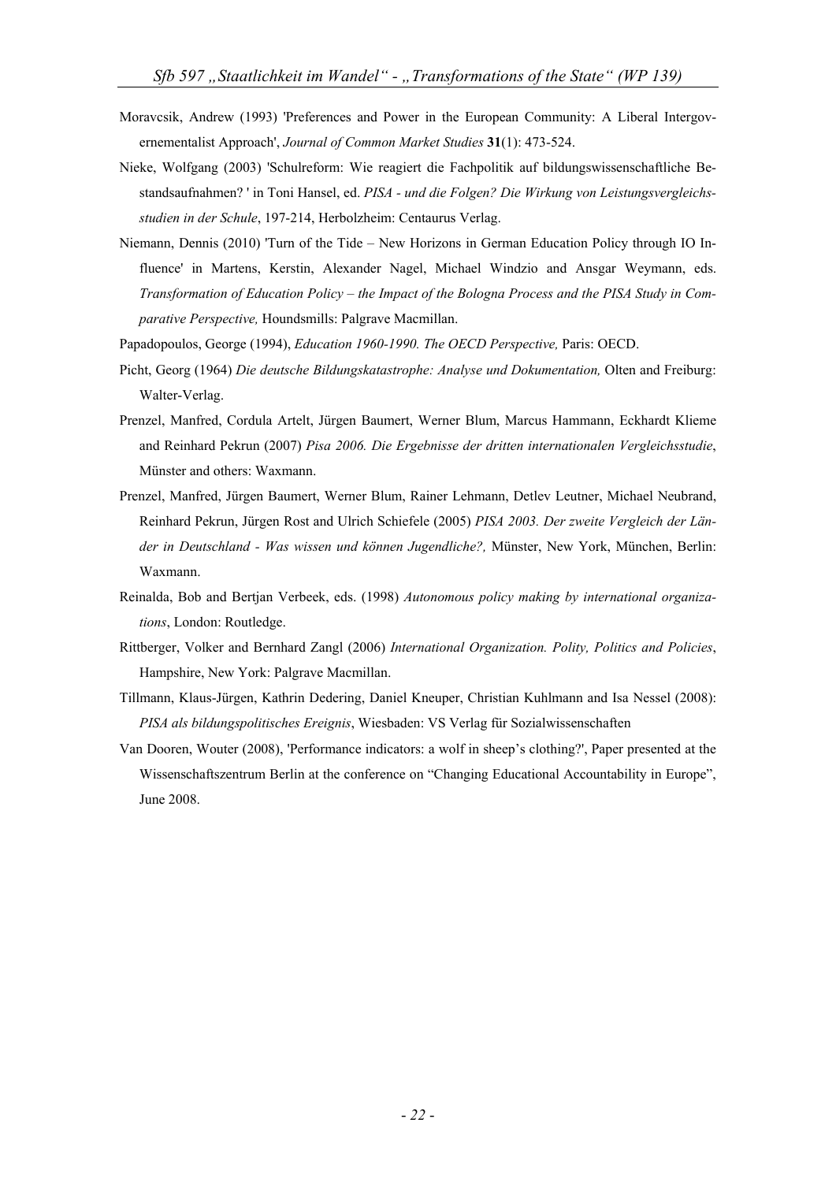Moravcsik, Andrew (1993) 'Preferences and Power in the European Community: A Liberal Intergovernementalist Approach', *Journal of Common Market Studies* **31**(1): 473-524.

Nieke, Wolfgang (2003) 'Schulreform: Wie reagiert die Fachpolitik auf bildungswissenschaftliche Bestandsaufnahmen? ' in Toni Hansel, ed. *PISA - und die Folgen? Die Wirkung von Leistungsvergleichsstudien in der Schule*, 197-214, Herbolzheim: Centaurus Verlag.

Niemann, Dennis (2010) 'Turn of the Tide – New Horizons in German Education Policy through IO Influence' in Martens, Kerstin, Alexander Nagel, Michael Windzio and Ansgar Weymann, eds. *Transformation of Education Policy – the Impact of the Bologna Process and the PISA Study in Comparative Perspective,* Houndsmills: Palgrave Macmillan.

Papadopoulos, George (1994), *Education 1960-1990. The OECD Perspective,* Paris: OECD.

Picht, Georg (1964) *Die deutsche Bildungskatastrophe: Analyse und Dokumentation,* Olten and Freiburg: Walter-Verlag.

Prenzel, Manfred, Cordula Artelt, Jürgen Baumert, Werner Blum, Marcus Hammann, Eckhardt Klieme and Reinhard Pekrun (2007) *Pisa 2006. Die Ergebnisse der dritten internationalen Vergleichsstudie*, Münster and others: Waxmann.

Prenzel, Manfred, Jürgen Baumert, Werner Blum, Rainer Lehmann, Detlev Leutner, Michael Neubrand, Reinhard Pekrun, Jürgen Rost and Ulrich Schiefele (2005) *PISA 2003. Der zweite Vergleich der Länder in Deutschland - Was wissen und können Jugendliche?,* Münster, New York, München, Berlin: Waxmann.

Reinalda, Bob and Bertjan Verbeek, eds. (1998) *Autonomous policy making by international organizations*, London: Routledge.

Rittberger, Volker and Bernhard Zangl (2006) *International Organization. Polity, Politics and Policies*, Hampshire, New York: Palgrave Macmillan.

Tillmann, Klaus-Jürgen, Kathrin Dedering, Daniel Kneuper, Christian Kuhlmann and Isa Nessel (2008): *PISA als bildungspolitisches Ereignis*, Wiesbaden: VS Verlag für Sozialwissenschaften

Van Dooren, Wouter (2008), 'Performance indicators: a wolf in sheep's clothing?', Paper presented at the Wissenschaftszentrum Berlin at the conference on "Changing Educational Accountability in Europe", June 2008.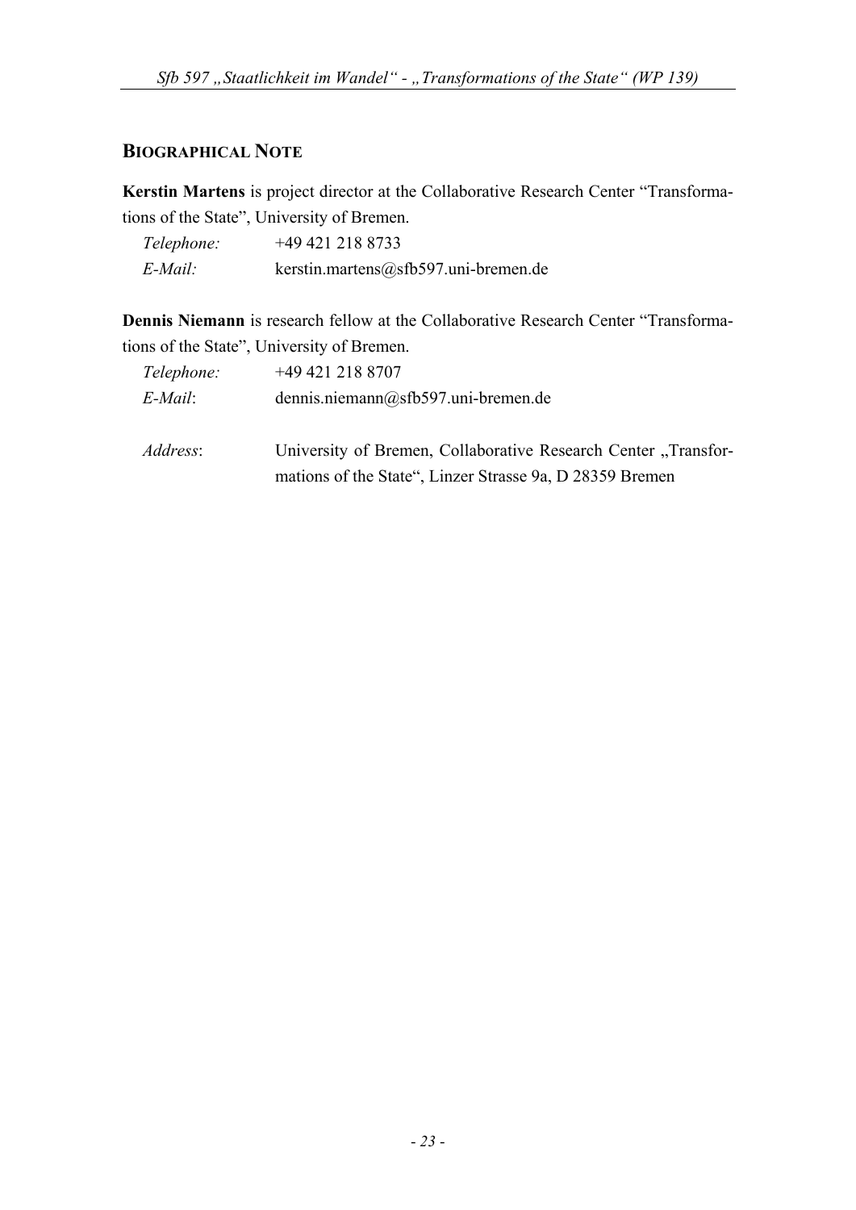## Biographical Note

**Kerstin Martens** is project director at the Collaborative Research Center "Transformations of the State", University of Bremen.

*Telephone:* +49 421 218 8733
*E-Mail:* kerstin.martens@sfb597.uni-bremen.de

**Dennis Niemann** is research fellow at the Collaborative Research Center "Transformations of the State", University of Bremen.

*Telephone:* +49 421 218 8707
*E-Mail*: dennis.niemann@sfb597.uni-bremen.de

*Address*: University of Bremen, Collaborative Research Center „Transformations of the State", Linzer Strasse 9a, D 28359 Bremen